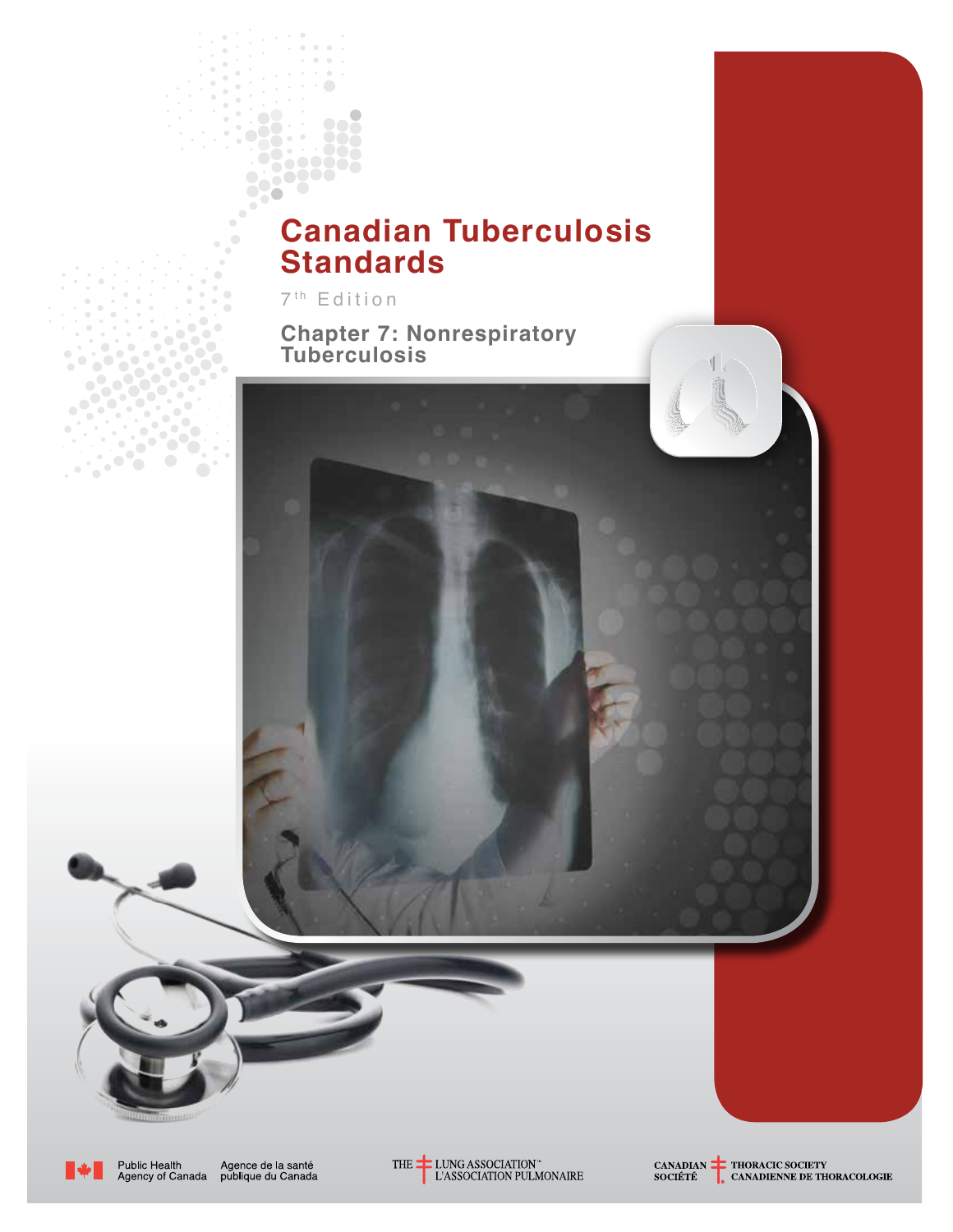# Canadian Tuberculosis Standards

7th Edition

## Chapter 7: Nonrespiratory Tuberculosis

Public Health Agency of Canada | Agence de la santé publique du Canada

THE LUNG ASSOCIATION™ | L'ASSOCIATION PULMONAIRE

CANADIAN THORACIC SOCIETY | SOCIÉTÉ CANADIENNE DE THORACOLOGIE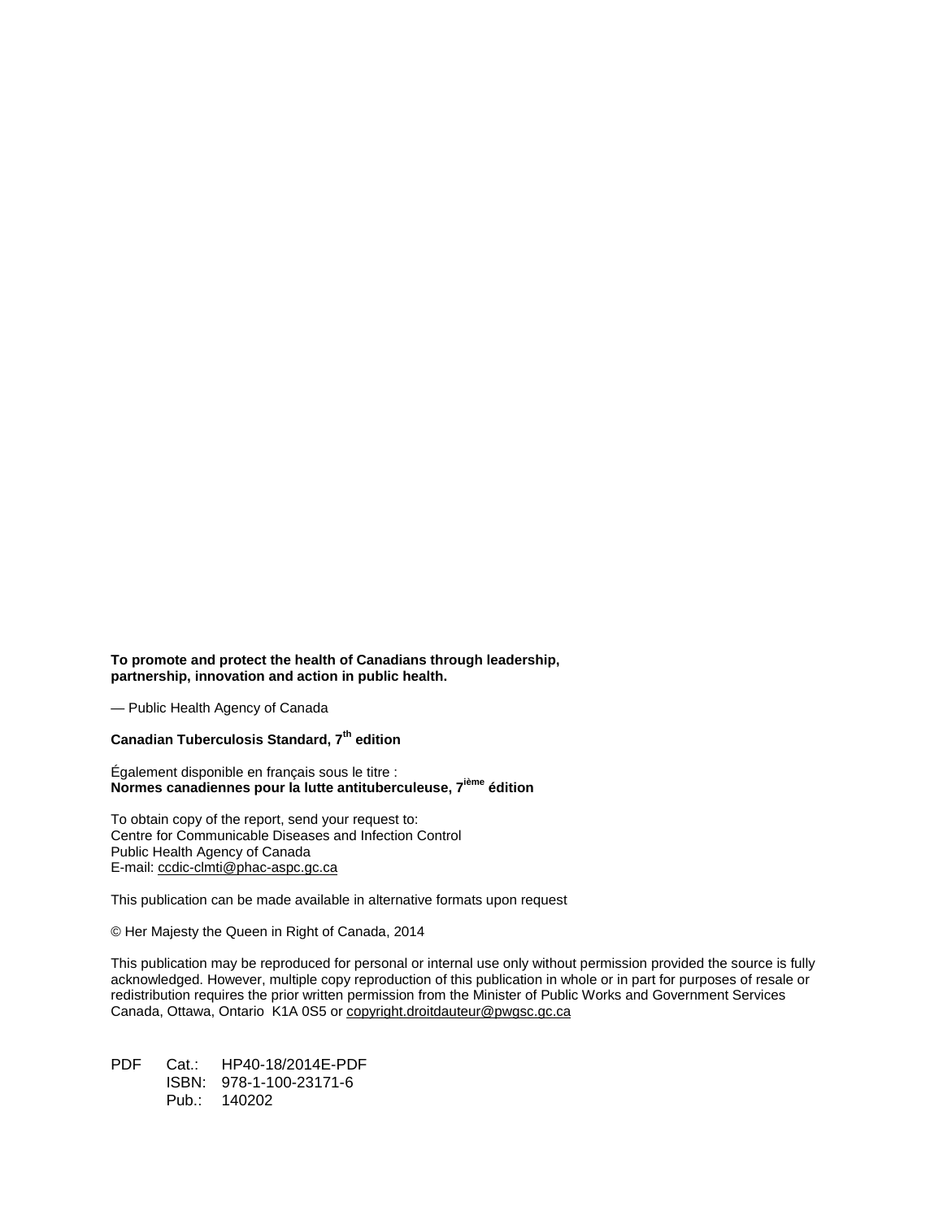**To promote and protect the health of Canadians through leadership, partnership, innovation and action in public health.**

— Public Health Agency of Canada

**Canadian Tuberculosis Standard, 7th edition**

Également disponible en français sous le titre :
**Normes canadiennes pour la lutte antituberculeuse, 7ième édition**

To obtain copy of the report, send your request to:
Centre for Communicable Diseases and Infection Control
Public Health Agency of Canada
E-mail: ccdic-clmti@phac-aspc.gc.ca

This publication can be made available in alternative formats upon request

© Her Majesty the Queen in Right of Canada, 2014

This publication may be reproduced for personal or internal use only without permission provided the source is fully acknowledged. However, multiple copy reproduction of this publication in whole or in part for purposes of resale or redistribution requires the prior written permission from the Minister of Public Works and Government Services Canada, Ottawa, Ontario K1A 0S5 or copyright.droitdauteur@pwgsc.gc.ca

PDF Cat.: HP40-18/2014E-PDF
ISBN: 978-1-100-23171-6
Pub.: 140202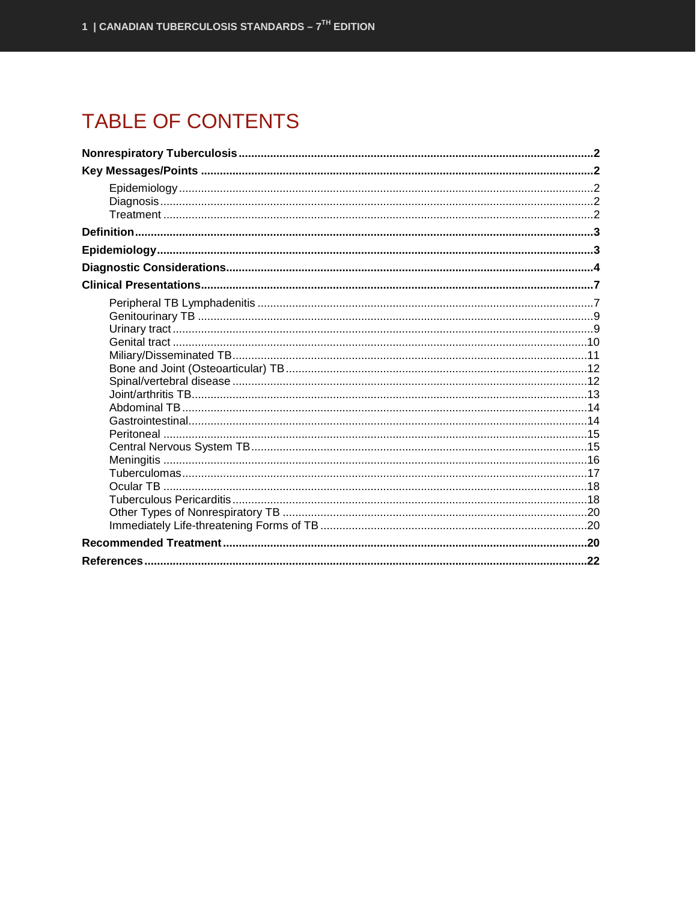# TABLE OF CONTENTS

**Nonrespiratory Tuberculosis** .......... **2**

**Key Messages/Points** .......... **2**

- Epidemiology .......... 2
- Diagnosis .......... 2
- Treatment .......... 2

**Definition** .......... **3**

**Epidemiology** .......... **3**

**Diagnostic Considerations** .......... **4**

**Clinical Presentations** .......... **7**

- Peripheral TB Lymphadenitis .......... 7
- Genitourinary TB .......... 9
- Urinary tract .......... 9
- Genital tract .......... 10
- Miliary/Disseminated TB .......... 11
- Bone and Joint (Osteoarticular) TB .......... 12
- Spinal/vertebral disease .......... 12
- Joint/arthritis TB .......... 13
- Abdominal TB .......... 14
- Gastrointestinal .......... 14
- Peritoneal .......... 15
- Central Nervous System TB .......... 15
- Meningitis .......... 16
- Tuberculomas .......... 17
- Ocular TB .......... 18
- Tuberculous Pericarditis .......... 18
- Other Types of Nonrespiratory TB .......... 20
- Immediately Life-threatening Forms of TB .......... 20

**Recommended Treatment** .......... **20**

**References** .......... **22**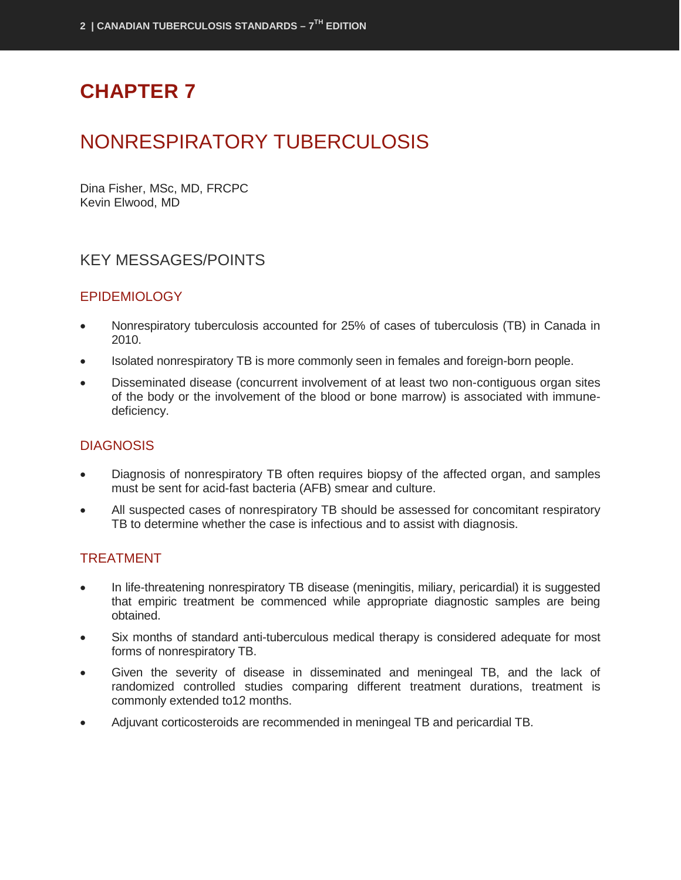# CHAPTER 7

# NONRESPIRATORY TUBERCULOSIS

Dina Fisher, MSc, MD, FRCPC
Kevin Elwood, MD

## KEY MESSAGES/POINTS

### EPIDEMIOLOGY

- Nonrespiratory tuberculosis accounted for 25% of cases of tuberculosis (TB) in Canada in 2010.
- Isolated nonrespiratory TB is more commonly seen in females and foreign-born people.
- Disseminated disease (concurrent involvement of at least two non-contiguous organ sites of the body or the involvement of the blood or bone marrow) is associated with immune-deficiency.

### DIAGNOSIS

- Diagnosis of nonrespiratory TB often requires biopsy of the affected organ, and samples must be sent for acid-fast bacteria (AFB) smear and culture.
- All suspected cases of nonrespiratory TB should be assessed for concomitant respiratory TB to determine whether the case is infectious and to assist with diagnosis.

### TREATMENT

- In life-threatening nonrespiratory TB disease (meningitis, miliary, pericardial) it is suggested that empiric treatment be commenced while appropriate diagnostic samples are being obtained.
- Six months of standard anti-tuberculous medical therapy is considered adequate for most forms of nonrespiratory TB.
- Given the severity of disease in disseminated and meningeal TB, and the lack of randomized controlled studies comparing different treatment durations, treatment is commonly extended to12 months.
- Adjuvant corticosteroids are recommended in meningeal TB and pericardial TB.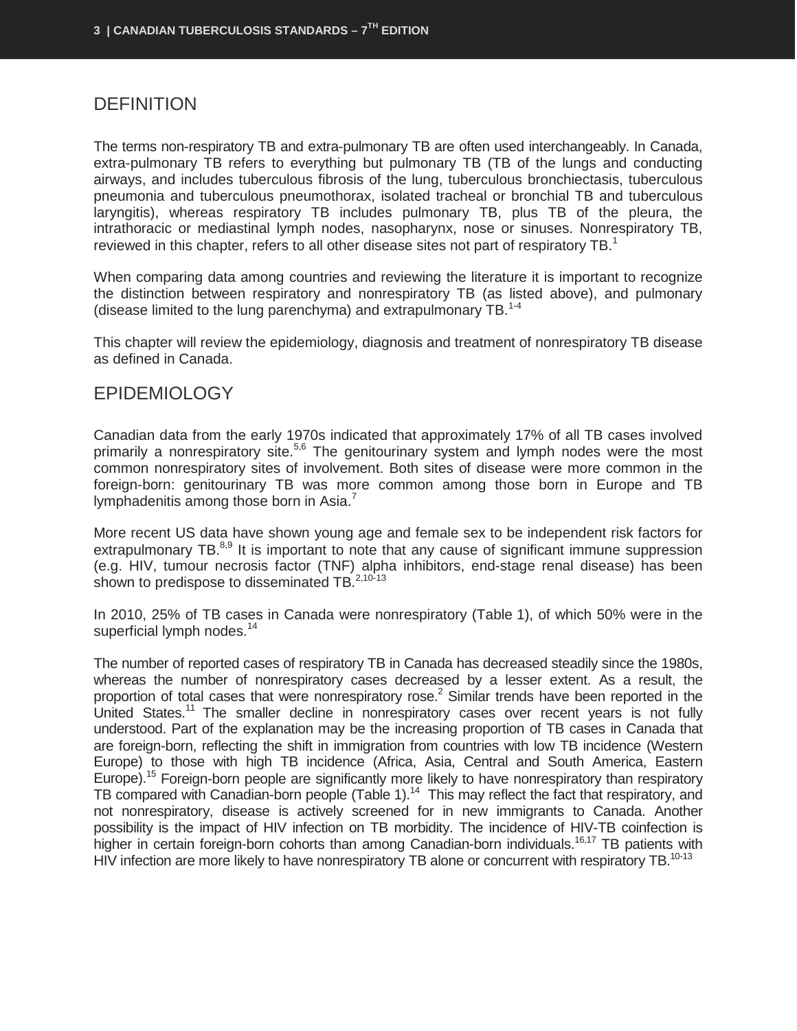## DEFINITION

The terms non-respiratory TB and extra-pulmonary TB are often used interchangeably. In Canada, extra-pulmonary TB refers to everything but pulmonary TB (TB of the lungs and conducting airways, and includes tuberculous fibrosis of the lung, tuberculous bronchiectasis, tuberculous pneumonia and tuberculous pneumothorax, isolated tracheal or bronchial TB and tuberculous laryngitis), whereas respiratory TB includes pulmonary TB, plus TB of the pleura, the intrathoracic or mediastinal lymph nodes, nasopharynx, nose or sinuses. Nonrespiratory TB, reviewed in this chapter, refers to all other disease sites not part of respiratory TB.[1]

When comparing data among countries and reviewing the literature it is important to recognize the distinction between respiratory and nonrespiratory TB (as listed above), and pulmonary (disease limited to the lung parenchyma) and extrapulmonary TB.[1-4]

This chapter will review the epidemiology, diagnosis and treatment of nonrespiratory TB disease as defined in Canada.

## EPIDEMIOLOGY

Canadian data from the early 1970s indicated that approximately 17% of all TB cases involved primarily a nonrespiratory site.[5,6] The genitourinary system and lymph nodes were the most common nonrespiratory sites of involvement. Both sites of disease were more common in the foreign-born: genitourinary TB was more common among those born in Europe and TB lymphadenitis among those born in Asia.[7]

More recent US data have shown young age and female sex to be independent risk factors for extrapulmonary TB.[8,9] It is important to note that any cause of significant immune suppression (e.g. HIV, tumour necrosis factor (TNF) alpha inhibitors, end-stage renal disease) has been shown to predispose to disseminated TB.[2,10-13]

In 2010, 25% of TB cases in Canada were nonrespiratory (Table 1), of which 50% were in the superficial lymph nodes.[14]

The number of reported cases of respiratory TB in Canada has decreased steadily since the 1980s, whereas the number of nonrespiratory cases decreased by a lesser extent. As a result, the proportion of total cases that were nonrespiratory rose.[2] Similar trends have been reported in the United States.[11] The smaller decline in nonrespiratory cases over recent years is not fully understood. Part of the explanation may be the increasing proportion of TB cases in Canada that are foreign-born, reflecting the shift in immigration from countries with low TB incidence (Western Europe) to those with high TB incidence (Africa, Asia, Central and South America, Eastern Europe).[15] Foreign-born people are significantly more likely to have nonrespiratory than respiratory TB compared with Canadian-born people (Table 1).[14] This may reflect the fact that respiratory, and not nonrespiratory, disease is actively screened for in new immigrants to Canada. Another possibility is the impact of HIV infection on TB morbidity. The incidence of HIV-TB coinfection is higher in certain foreign-born cohorts than among Canadian-born individuals.[16,17] TB patients with HIV infection are more likely to have nonrespiratory TB alone or concurrent with respiratory TB.[10-13]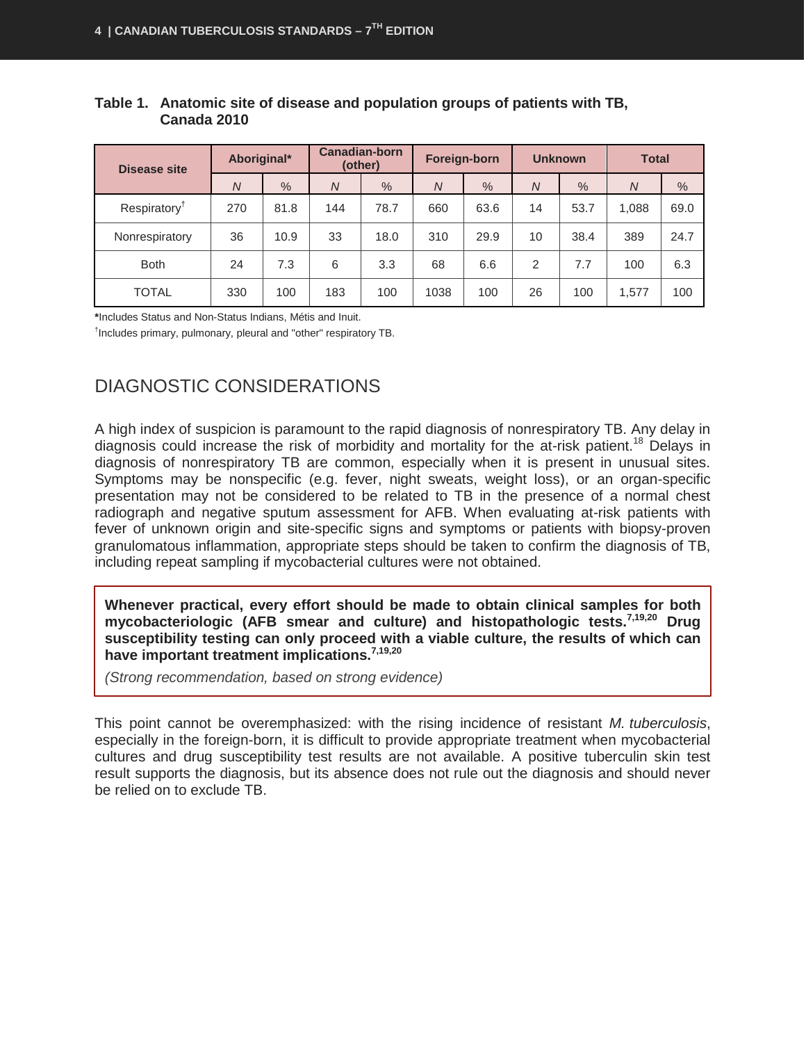**Table 1. Anatomic site of disease and population groups of patients with TB, Canada 2010**

| Disease site | Aboriginal* | | Canadian-born (other) | | Foreign-born | | Unknown | | Total | |
|---|---|---|---|---|---|---|---|---|---|---|
| | *N* | % | *N* | % | *N* | % | *N* | % | *N* | % |
| Respiratory† | 270 | 81.8 | 144 | 78.7 | 660 | 63.6 | 14 | 53.7 | 1,088 | 69.0 |
| Nonrespiratory | 36 | 10.9 | 33 | 18.0 | 310 | 29.9 | 10 | 38.4 | 389 | 24.7 |
| Both | 24 | 7.3 | 6 | 3.3 | 68 | 6.6 | 2 | 7.7 | 100 | 6.3 |
| TOTAL | 330 | 100 | 183 | 100 | 1038 | 100 | 26 | 100 | 1,577 | 100 |

**\***Includes Status and Non-Status Indians, Métis and Inuit.

†Includes primary, pulmonary, pleural and "other" respiratory TB.

## DIAGNOSTIC CONSIDERATIONS

A high index of suspicion is paramount to the rapid diagnosis of nonrespiratory TB. Any delay in diagnosis could increase the risk of morbidity and mortality for the at-risk patient.[18] Delays in diagnosis of nonrespiratory TB are common, especially when it is present in unusual sites. Symptoms may be nonspecific (e.g. fever, night sweats, weight loss), or an organ-specific presentation may not be considered to be related to TB in the presence of a normal chest radiograph and negative sputum assessment for AFB. When evaluating at-risk patients with fever of unknown origin and site-specific signs and symptoms or patients with biopsy-proven granulomatous inflammation, appropriate steps should be taken to confirm the diagnosis of TB, including repeat sampling if mycobacterial cultures were not obtained.

**Whenever practical, every effort should be made to obtain clinical samples for both mycobacteriologic (AFB smear and culture) and histopathologic tests.[7,19,20] Drug susceptibility testing can only proceed with a viable culture, the results of which can have important treatment implications.[7,19,20]**

*(Strong recommendation, based on strong evidence)*

This point cannot be overemphasized: with the rising incidence of resistant *M. tuberculosis*, especially in the foreign-born, it is difficult to provide appropriate treatment when mycobacterial cultures and drug susceptibility test results are not available. A positive tuberculin skin test result supports the diagnosis, but its absence does not rule out the diagnosis and should never be relied on to exclude TB.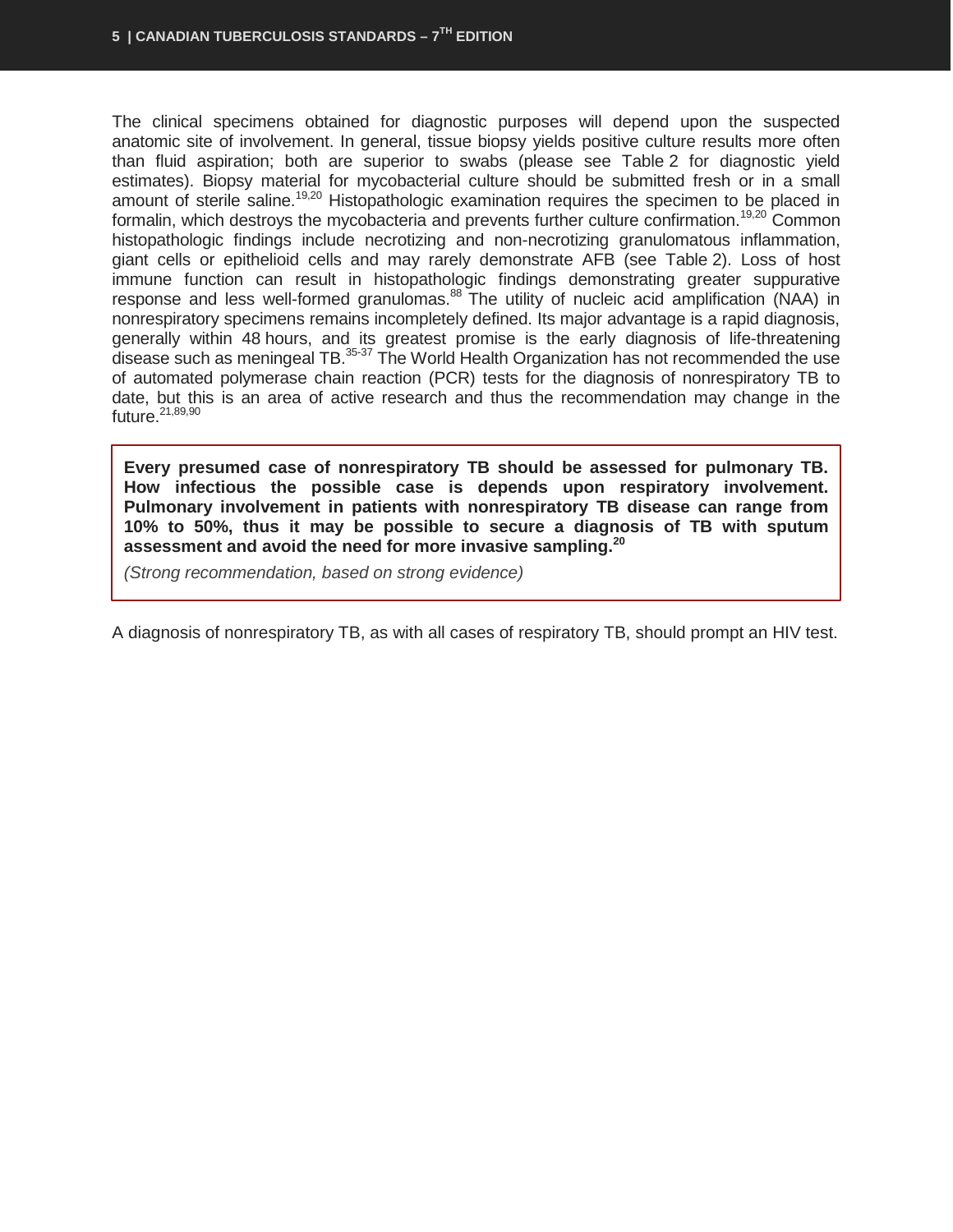The clinical specimens obtained for diagnostic purposes will depend upon the suspected anatomic site of involvement. In general, tissue biopsy yields positive culture results more often than fluid aspiration; both are superior to swabs (please see Table 2 for diagnostic yield estimates). Biopsy material for mycobacterial culture should be submitted fresh or in a small amount of sterile saline.[19,20] Histopathologic examination requires the specimen to be placed in formalin, which destroys the mycobacteria and prevents further culture confirmation.[19,20] Common histopathologic findings include necrotizing and non-necrotizing granulomatous inflammation, giant cells or epithelioid cells and may rarely demonstrate AFB (see Table 2). Loss of host immune function can result in histopathologic findings demonstrating greater suppurative response and less well-formed granulomas.[88] The utility of nucleic acid amplification (NAA) in nonrespiratory specimens remains incompletely defined. Its major advantage is a rapid diagnosis, generally within 48 hours, and its greatest promise is the early diagnosis of life-threatening disease such as meningeal TB.[35-37] The World Health Organization has not recommended the use of automated polymerase chain reaction (PCR) tests for the diagnosis of nonrespiratory TB to date, but this is an area of active research and thus the recommendation may change in the future.[21,89,90]

**Every presumed case of nonrespiratory TB should be assessed for pulmonary TB. How infectious the possible case is depends upon respiratory involvement. Pulmonary involvement in patients with nonrespiratory TB disease can range from 10% to 50%, thus it may be possible to secure a diagnosis of TB with sputum assessment and avoid the need for more invasive sampling.[20]**

*(Strong recommendation, based on strong evidence)*

A diagnosis of nonrespiratory TB, as with all cases of respiratory TB, should prompt an HIV test.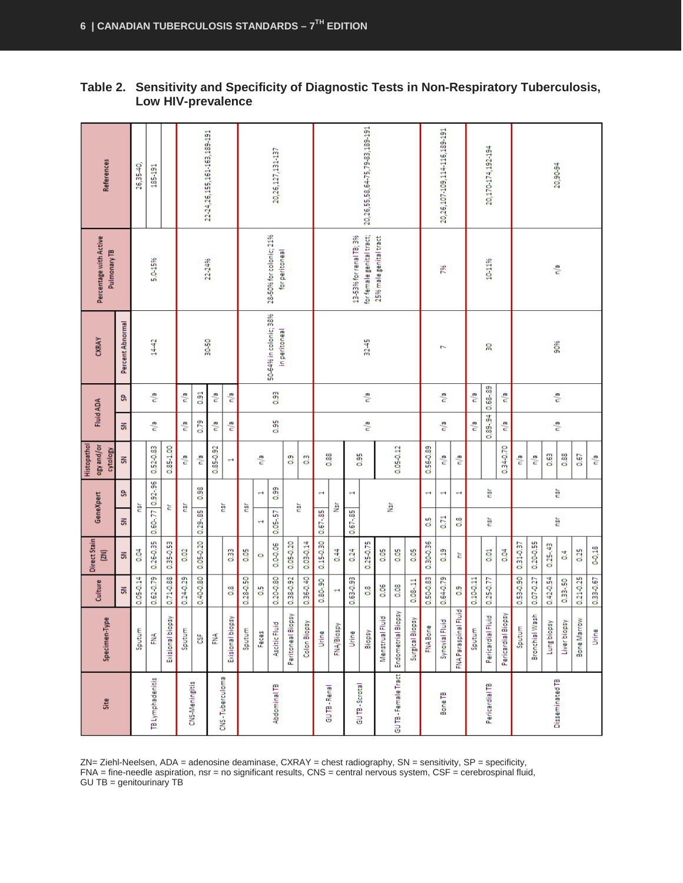## Table 2. Sensitivity and Specificity of Diagnostic Tests in Non-Respiratory Tuberculosis, Low HIV-prevalence

| Site | Specimen-Type | Culture | Direct Stain (ZN) | GeneXpert | | Histopathology and/or cytology | Fluid ADA | | CXRAY | Percentage with Active Pulmonary TB | References |
|---|---|---|---|---|---|---|---|---|---|---|---|
| | | SN | SN | SN | SP | SN | SN | SP | Percent Abnormal | | |
| TB Lymphadenitis | Sputum | 0.05-0.14 | 0.04 | nsr | | | n/a | n/a | 14-42 | 5.0-15% | 26,35-40, |
| | FNA | 0.63-0.79 | 0.26-0.35 | 0.60-.77 | 0.92-.96 | 0.52-0.83 | | | | | 185-191 |
| | Exisional biopsy | 0.71-0.88 | 0.35-0.53 | nr | | 0.85-1.00 | | | | | |
| CNS-Meningitis | Sputum | 0.24-0.29 | 0.02 | nsr | | n/a | n/a | n/a | 30-50 | 22-24% | 22-24,26,155,161-163,189-191 |
| | CSF | 0.40-0.80 | 0.05-0.20 | 0.29-.85 | 0.98 | n/a | 0.79 | 0.91 | | | |
| CNS - Tuberculoma | FNA | | | nsr | | 0.85-0.92 | n/a | n/a | | | |
| | Excisional biopsy | 0.8 | 0.33 | | | 1 | n/a | n/a | | | |
| Abdominal TB | Sputum | 0.28-0.50 | 0.05 | nsr | | n/a | 0.95 | 0.93 | 50-64% for colonic; 38% in peritoneal | 28-50% for colonic; 21% for peritoneal | 20,26,127,131-137 |
| | Feces | 0.5 | 0 | 1 | 1 | | | | | | |
| | Ascitic Fluid | 0.20-0.80 | 0.00-0.06 | 0.05-0.57 | 0.99 | | | | | | |
| | Peritoneal Biopsy | 0.38-0.92 | 0.05-0.20 | nsr | | 0.9 | | | | | |
| | Colon Biopsy | 0.36-0.40 | 0.03-0.14 | | | 0.3 | | | | | |
| GU TB - Renal | Urine | 0.80-.90 | 0.15-0.30 | 0.67-.85 | 1 | 0.88 | n/a | n/a | 32-45 | 13-53% for renal TB; 3% for female genital tract; 25% male genital tract | 20,26,55,58,64-75,79-83,189-191 |
| | FNA/Biopsy | 1 | 0.44 | Nsr | | | | | | | |
| GU TB - Scrotal | Urine | 0.63-0.93 | 0.24 | 0.67-.85 | 1 | 0.95 | | | | | |
| | Biopsy | 0.8 | 0.25-0.75 | Nsr | | | | | | | |
| GU TB - Female Tract | Menstrual Fluid | 0.06 | 0.05 | | | 0.05-0.12 | | | | | |
| | Endometrial Biopsy | 0.08 | 0.05 | | | | | | | | |
| | Surgical Biopsy | 0.08-.11 | 0.05 | | | | | | | | |
| Bone TB | FNA Bone | 0.50-0.83 | 0.30-0.36 | 0.5 | 1 | 0.56-0.89 | n/a | n/a | 7 | 7% | 20,26,107-109,114-116,189-191 |
| | Synovial Fluid | 0.64-0.79 | 0.19 | 0.71 | 1 | n/a | | | | | |
| | FNA Paraspinal Fluid | 0.9 | nr | 0.8 | 1 | n/a | | | | | |
| Pericardial TB | Sputum | 0.10-0.11 | | nsr | nsr | | n/a | n/a | 30 | 10-11% | 20,170-174,192-194 |
| | Pericardial Fluid | 0.25-0.77 | 0.01 | | | | 0.89-.94 | 0.68-.89 | | | |
| | Pericardial Biopsy | | 0.04 | | | 0.34-0.70 | n/a | n/a | | | |
| Disseminated TB | Sputum | 0.53-0.90 | 0.31-0.37 | nsr | nsr | n/a | n/a | n/a | 90% | n/a | 20,90-94 |
| | Bronchial Wash | 0.07-0.27 | 0.20-0.55 | | | n/a | | | | | |
| | Lung biopsy | 0.42-0.54 | 0.25-.43 | | | 0.63 | | | | | |
| | Liver biopsy | 0.33-.50 | 0.4 | | | 0.88 | | | | | |
| | Bone Marrow | 0.21-0.25 | 0.25 | | | 0.67 | | | | | |
| | Urine | 0.33-0.67 | 0-0.18 | | | n/a | | | | | |

ZN= Ziehl-Neelsen, ADA = adenosine deaminase, CXRAY = chest radiography, SN = sensitivity, SP = specificity, FNA = fine-needle aspiration, nsr = no significant results, CNS = central nervous system, CSF = cerebrospinal fluid, GU TB = genitourinary TB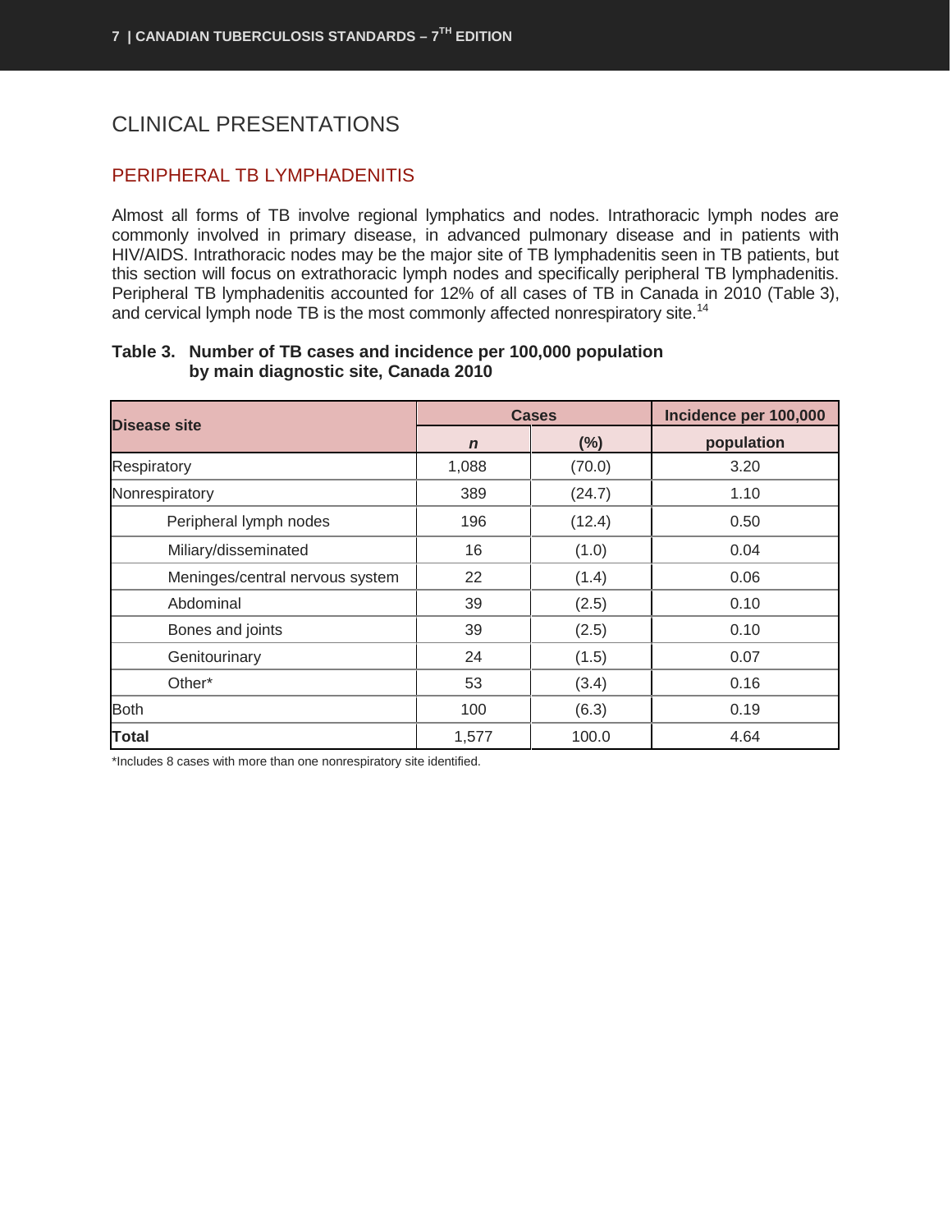## CLINICAL PRESENTATIONS

### PERIPHERAL TB LYMPHADENITIS

Almost all forms of TB involve regional lymphatics and nodes. Intrathoracic lymph nodes are commonly involved in primary disease, in advanced pulmonary disease and in patients with HIV/AIDS. Intrathoracic nodes may be the major site of TB lymphadenitis seen in TB patients, but this section will focus on extrathoracic lymph nodes and specifically peripheral TB lymphadenitis. Peripheral TB lymphadenitis accounted for 12% of all cases of TB in Canada in 2010 (Table 3), and cervical lymph node TB is the most commonly affected nonrespiratory site.[14]

**Table 3. Number of TB cases and incidence per 100,000 population by main diagnostic site, Canada 2010**

| Disease site | Cases | | Incidence per 100,000 |
|---|---|---|---|
| | *n* | (%) | population |
| Respiratory | 1,088 | (70.0) | 3.20 |
| Nonrespiratory | 389 | (24.7) | 1.10 |
| Peripheral lymph nodes | 196 | (12.4) | 0.50 |
| Miliary/disseminated | 16 | (1.0) | 0.04 |
| Meninges/central nervous system | 22 | (1.4) | 0.06 |
| Abdominal | 39 | (2.5) | 0.10 |
| Bones and joints | 39 | (2.5) | 0.10 |
| Genitourinary | 24 | (1.5) | 0.07 |
| Other* | 53 | (3.4) | 0.16 |
| Both | 100 | (6.3) | 0.19 |
| **Total** | 1,577 | 100.0 | 4.64 |

*Includes 8 cases with more than one nonrespiratory site identified.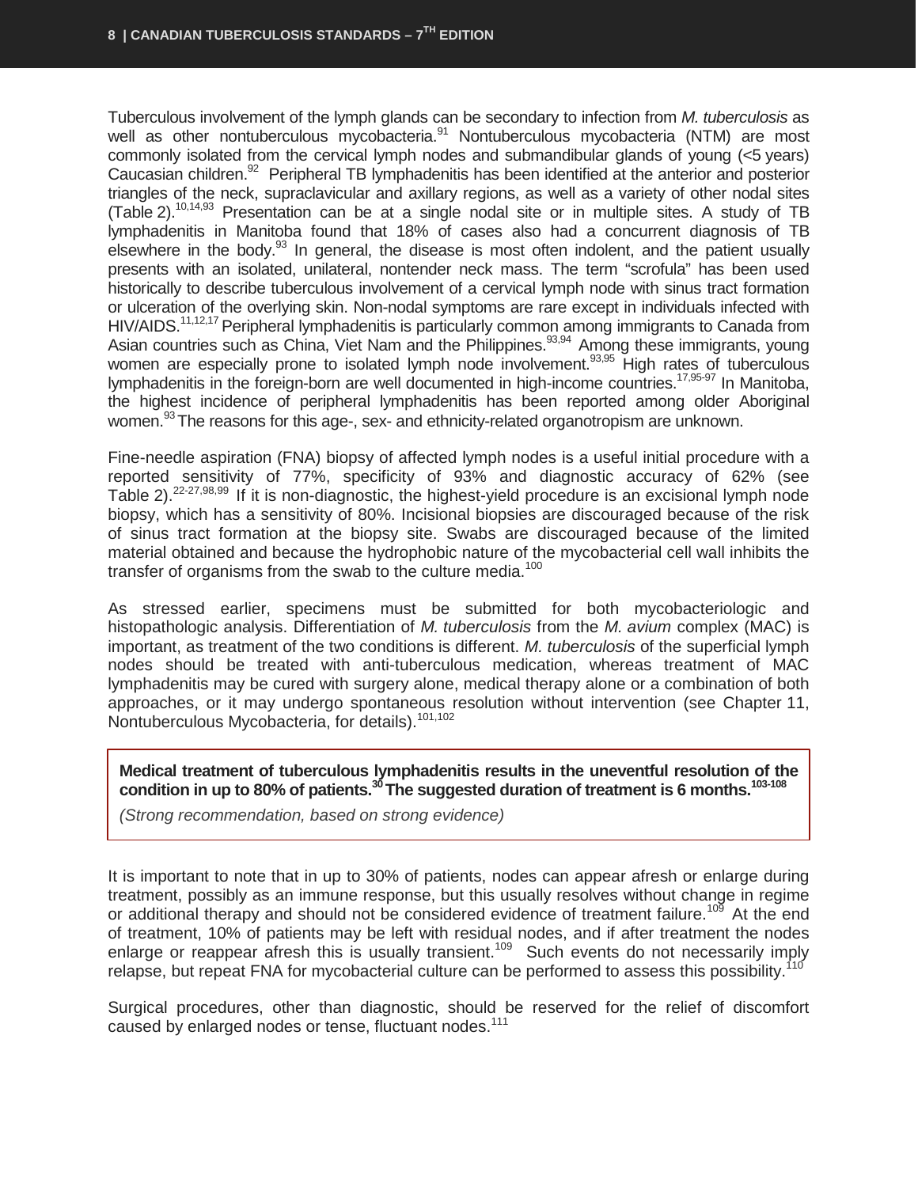Tuberculous involvement of the lymph glands can be secondary to infection from *M. tuberculosis* as well as other nontuberculous mycobacteria.[91] Nontuberculous mycobacteria (NTM) are most commonly isolated from the cervical lymph nodes and submandibular glands of young (<5 years) Caucasian children.[92] Peripheral TB lymphadenitis has been identified at the anterior and posterior triangles of the neck, supraclavicular and axillary regions, as well as a variety of other nodal sites (Table 2).[10,14,93] Presentation can be at a single nodal site or in multiple sites. A study of TB lymphadenitis in Manitoba found that 18% of cases also had a concurrent diagnosis of TB elsewhere in the body.[93] In general, the disease is most often indolent, and the patient usually presents with an isolated, unilateral, nontender neck mass. The term "scrofula" has been used historically to describe tuberculous involvement of a cervical lymph node with sinus tract formation or ulceration of the overlying skin. Non-nodal symptoms are rare except in individuals infected with HIV/AIDS.[11,12,17] Peripheral lymphadenitis is particularly common among immigrants to Canada from Asian countries such as China, Viet Nam and the Philippines.[93,94] Among these immigrants, young women are especially prone to isolated lymph node involvement.[93,95] High rates of tuberculous lymphadenitis in the foreign-born are well documented in high-income countries.[17,95-97] In Manitoba, the highest incidence of peripheral lymphadenitis has been reported among older Aboriginal women.[93] The reasons for this age-, sex- and ethnicity-related organotropism are unknown.

Fine-needle aspiration (FNA) biopsy of affected lymph nodes is a useful initial procedure with a reported sensitivity of 77%, specificity of 93% and diagnostic accuracy of 62% (see Table 2).[22-27,98,99] If it is non-diagnostic, the highest-yield procedure is an excisional lymph node biopsy, which has a sensitivity of 80%. Incisional biopsies are discouraged because of the risk of sinus tract formation at the biopsy site. Swabs are discouraged because of the limited material obtained and because the hydrophobic nature of the mycobacterial cell wall inhibits the transfer of organisms from the swab to the culture media.[100]

As stressed earlier, specimens must be submitted for both mycobacteriologic and histopathologic analysis. Differentiation of *M. tuberculosis* from the *M. avium* complex (MAC) is important, as treatment of the two conditions is different. *M. tuberculosis* of the superficial lymph nodes should be treated with anti-tuberculous medication, whereas treatment of MAC lymphadenitis may be cured with surgery alone, medical therapy alone or a combination of both approaches, or it may undergo spontaneous resolution without intervention (see Chapter 11, Nontuberculous Mycobacteria, for details).[101,102]

**Medical treatment of tuberculous lymphadenitis results in the uneventful resolution of the condition in up to 80% of patients.[30] The suggested duration of treatment is 6 months.[103-108]**

*(Strong recommendation, based on strong evidence)*

It is important to note that in up to 30% of patients, nodes can appear afresh or enlarge during treatment, possibly as an immune response, but this usually resolves without change in regime or additional therapy and should not be considered evidence of treatment failure.[109] At the end of treatment, 10% of patients may be left with residual nodes, and if after treatment the nodes enlarge or reappear afresh this is usually transient.[109] Such events do not necessarily imply relapse, but repeat FNA for mycobacterial culture can be performed to assess this possibility.[110]

Surgical procedures, other than diagnostic, should be reserved for the relief of discomfort caused by enlarged nodes or tense, fluctuant nodes.[111]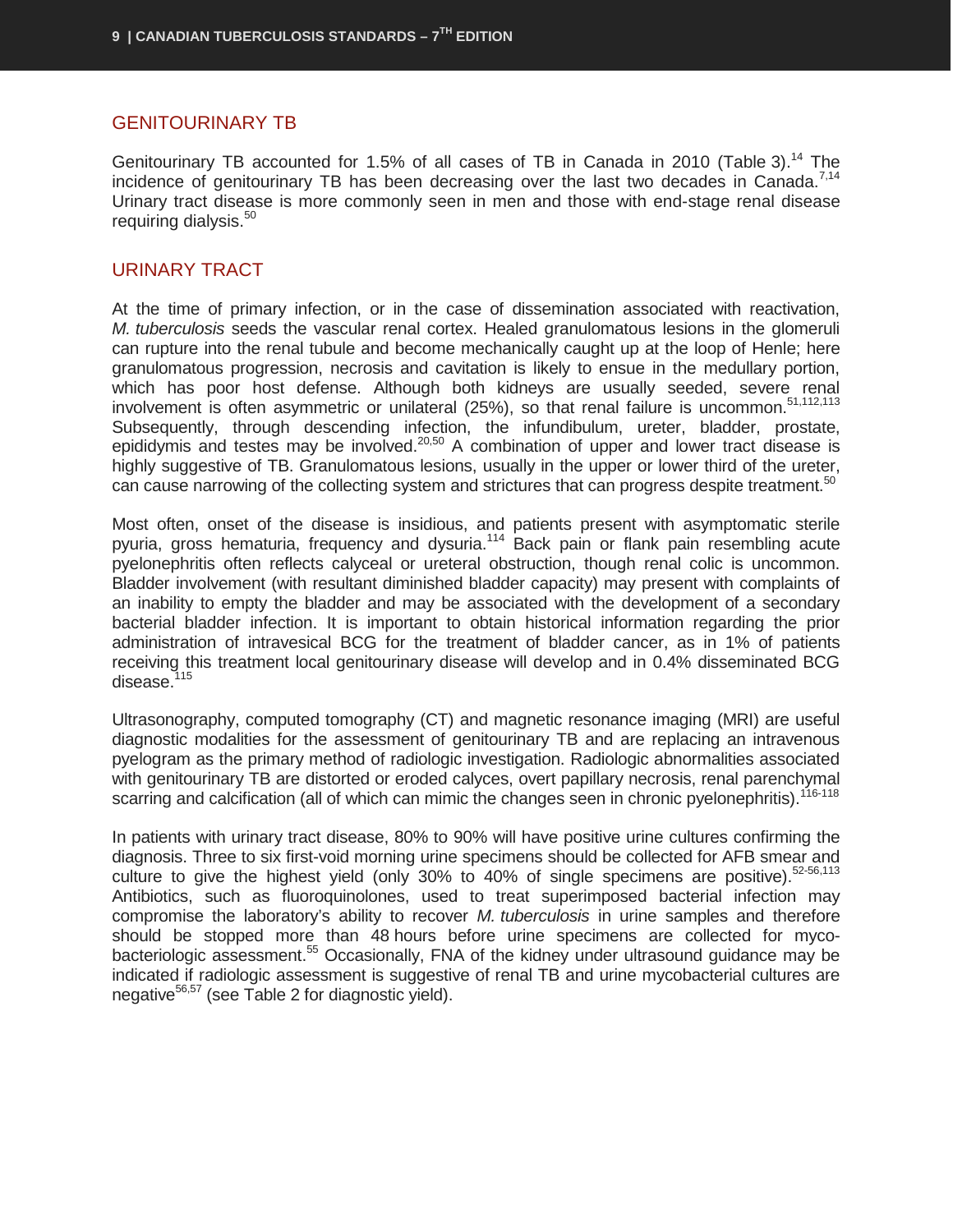## GENITOURINARY TB

Genitourinary TB accounted for 1.5% of all cases of TB in Canada in 2010 (Table 3).[14] The incidence of genitourinary TB has been decreasing over the last two decades in Canada.[7,14] Urinary tract disease is more commonly seen in men and those with end-stage renal disease requiring dialysis.[50]

## URINARY TRACT

At the time of primary infection, or in the case of dissemination associated with reactivation, *M. tuberculosis* seeds the vascular renal cortex. Healed granulomatous lesions in the glomeruli can rupture into the renal tubule and become mechanically caught up at the loop of Henle; here granulomatous progression, necrosis and cavitation is likely to ensue in the medullary portion, which has poor host defense. Although both kidneys are usually seeded, severe renal involvement is often asymmetric or unilateral (25%), so that renal failure is uncommon.[51,112,113] Subsequently, through descending infection, the infundibulum, ureter, bladder, prostate, epididymis and testes may be involved.[20,50] A combination of upper and lower tract disease is highly suggestive of TB. Granulomatous lesions, usually in the upper or lower third of the ureter, can cause narrowing of the collecting system and strictures that can progress despite treatment.[50]

Most often, onset of the disease is insidious, and patients present with asymptomatic sterile pyuria, gross hematuria, frequency and dysuria.[114] Back pain or flank pain resembling acute pyelonephritis often reflects calyceal or ureteral obstruction, though renal colic is uncommon. Bladder involvement (with resultant diminished bladder capacity) may present with complaints of an inability to empty the bladder and may be associated with the development of a secondary bacterial bladder infection. It is important to obtain historical information regarding the prior administration of intravesical BCG for the treatment of bladder cancer, as in 1% of patients receiving this treatment local genitourinary disease will develop and in 0.4% disseminated BCG disease.[115]

Ultrasonography, computed tomography (CT) and magnetic resonance imaging (MRI) are useful diagnostic modalities for the assessment of genitourinary TB and are replacing an intravenous pyelogram as the primary method of radiologic investigation. Radiologic abnormalities associated with genitourinary TB are distorted or eroded calyces, overt papillary necrosis, renal parenchymal scarring and calcification (all of which can mimic the changes seen in chronic pyelonephritis).[116-118]

In patients with urinary tract disease, 80% to 90% will have positive urine cultures confirming the diagnosis. Three to six first-void morning urine specimens should be collected for AFB smear and culture to give the highest yield (only 30% to 40% of single specimens are positive).[52-56,113] Antibiotics, such as fluoroquinolones, used to treat superimposed bacterial infection may compromise the laboratory's ability to recover *M. tuberculosis* in urine samples and therefore should be stopped more than 48 hours before urine specimens are collected for myco-bacteriologic assessment.[55] Occasionally, FNA of the kidney under ultrasound guidance may be indicated if radiologic assessment is suggestive of renal TB and urine mycobacterial cultures are negative[56,57] (see Table 2 for diagnostic yield).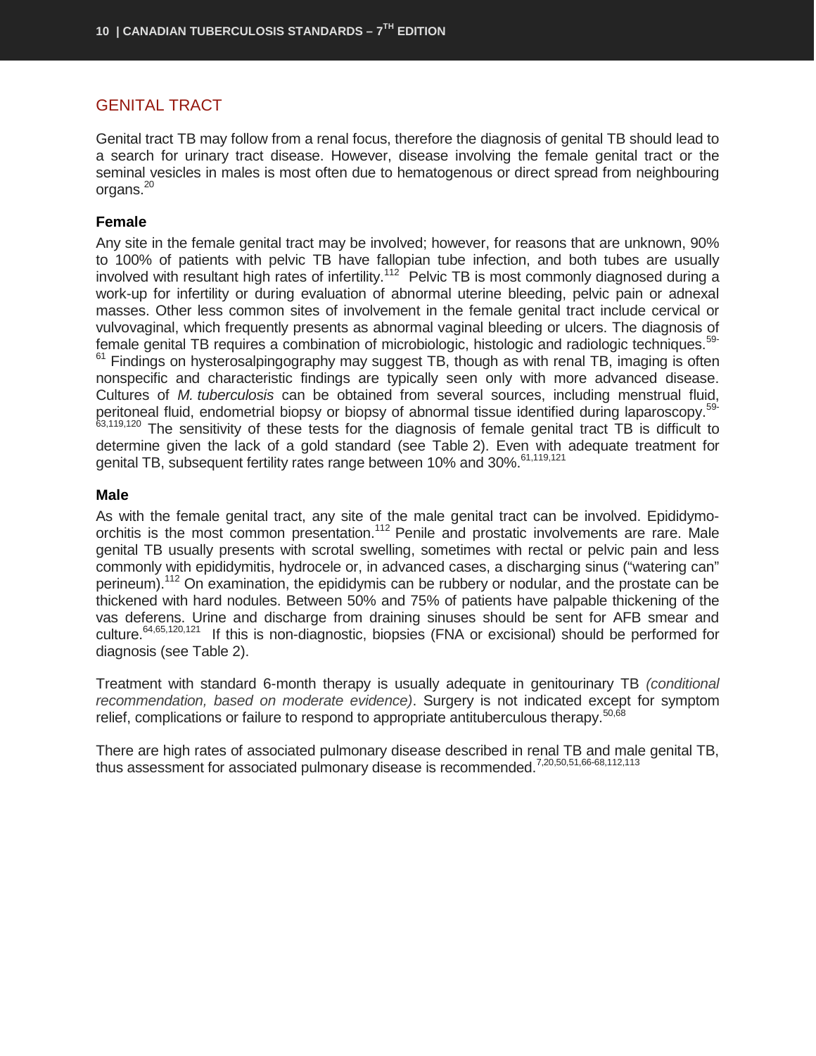## GENITAL TRACT

Genital tract TB may follow from a renal focus, therefore the diagnosis of genital TB should lead to a search for urinary tract disease. However, disease involving the female genital tract or the seminal vesicles in males is most often due to hematogenous or direct spread from neighbouring organs.[20]

### Female

Any site in the female genital tract may be involved; however, for reasons that are unknown, 90% to 100% of patients with pelvic TB have fallopian tube infection, and both tubes are usually involved with resultant high rates of infertility.[112] Pelvic TB is most commonly diagnosed during a work-up for infertility or during evaluation of abnormal uterine bleeding, pelvic pain or adnexal masses. Other less common sites of involvement in the female genital tract include cervical or vulvovaginal, which frequently presents as abnormal vaginal bleeding or ulcers. The diagnosis of female genital TB requires a combination of microbiologic, histologic and radiologic techniques.[59-61] Findings on hysterosalpingography may suggest TB, though as with renal TB, imaging is often nonspecific and characteristic findings are typically seen only with more advanced disease. Cultures of *M. tuberculosis* can be obtained from several sources, including menstrual fluid, peritoneal fluid, endometrial biopsy or biopsy of abnormal tissue identified during laparoscopy.[59-63,119,120] The sensitivity of these tests for the diagnosis of female genital tract TB is difficult to determine given the lack of a gold standard (see Table 2). Even with adequate treatment for genital TB, subsequent fertility rates range between 10% and 30%.[61,119,121]

### Male

As with the female genital tract, any site of the male genital tract can be involved. Epididymo-orchitis is the most common presentation.[112] Penile and prostatic involvements are rare. Male genital TB usually presents with scrotal swelling, sometimes with rectal or pelvic pain and less commonly with epididymitis, hydrocele or, in advanced cases, a discharging sinus ("watering can" perineum).[112] On examination, the epididymis can be rubbery or nodular, and the prostate can be thickened with hard nodules. Between 50% and 75% of patients have palpable thickening of the vas deferens. Urine and discharge from draining sinuses should be sent for AFB smear and culture.[64,65,120,121] If this is non-diagnostic, biopsies (FNA or excisional) should be performed for diagnosis (see Table 2).

Treatment with standard 6-month therapy is usually adequate in genitourinary TB *(conditional recommendation, based on moderate evidence)*. Surgery is not indicated except for symptom relief, complications or failure to respond to appropriate antituberculous therapy.[50,68]

There are high rates of associated pulmonary disease described in renal TB and male genital TB, thus assessment for associated pulmonary disease is recommended.[7,20,50,51,66-68,112,113]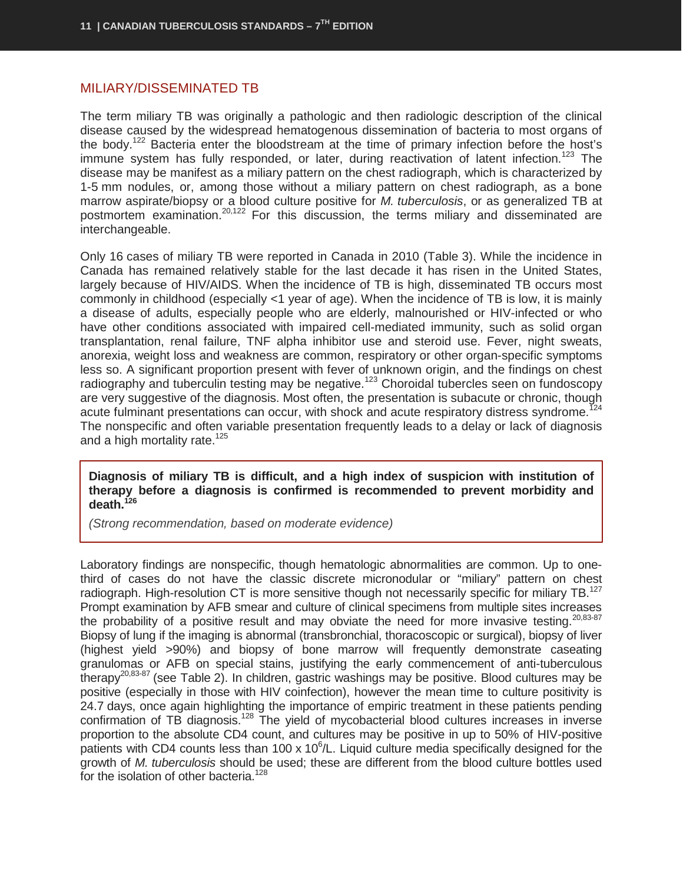## MILIARY/DISSEMINATED TB

The term miliary TB was originally a pathologic and then radiologic description of the clinical disease caused by the widespread hematogenous dissemination of bacteria to most organs of the body.[122] Bacteria enter the bloodstream at the time of primary infection before the host's immune system has fully responded, or later, during reactivation of latent infection.[123] The disease may be manifest as a miliary pattern on the chest radiograph, which is characterized by 1-5 mm nodules, or, among those without a miliary pattern on chest radiograph, as a bone marrow aspirate/biopsy or a blood culture positive for *M. tuberculosis*, or as generalized TB at postmortem examination.[20,122] For this discussion, the terms miliary and disseminated are interchangeable.

Only 16 cases of miliary TB were reported in Canada in 2010 (Table 3). While the incidence in Canada has remained relatively stable for the last decade it has risen in the United States, largely because of HIV/AIDS. When the incidence of TB is high, disseminated TB occurs most commonly in childhood (especially <1 year of age). When the incidence of TB is low, it is mainly a disease of adults, especially people who are elderly, malnourished or HIV-infected or who have other conditions associated with impaired cell-mediated immunity, such as solid organ transplantation, renal failure, TNF alpha inhibitor use and steroid use. Fever, night sweats, anorexia, weight loss and weakness are common, respiratory or other organ-specific symptoms less so. A significant proportion present with fever of unknown origin, and the findings on chest radiography and tuberculin testing may be negative.[123] Choroidal tubercles seen on fundoscopy are very suggestive of the diagnosis. Most often, the presentation is subacute or chronic, though acute fulminant presentations can occur, with shock and acute respiratory distress syndrome.[124] The nonspecific and often variable presentation frequently leads to a delay or lack of diagnosis and a high mortality rate.[125]

**Diagnosis of miliary TB is difficult, and a high index of suspicion with institution of therapy before a diagnosis is confirmed is recommended to prevent morbidity and death.[126]**

*(Strong recommendation, based on moderate evidence)*

Laboratory findings are nonspecific, though hematologic abnormalities are common. Up to one-third of cases do not have the classic discrete micronodular or "miliary" pattern on chest radiograph. High-resolution CT is more sensitive though not necessarily specific for miliary TB.[127] Prompt examination by AFB smear and culture of clinical specimens from multiple sites increases the probability of a positive result and may obviate the need for more invasive testing.[20,83-87] Biopsy of lung if the imaging is abnormal (transbronchial, thoracoscopic or surgical), biopsy of liver (highest yield >90%) and biopsy of bone marrow will frequently demonstrate caseating granulomas or AFB on special stains, justifying the early commencement of anti-tuberculous therapy[20,83-87] (see Table 2). In children, gastric washings may be positive. Blood cultures may be positive (especially in those with HIV coinfection), however the mean time to culture positivity is 24.7 days, once again highlighting the importance of empiric treatment in these patients pending confirmation of TB diagnosis.[128] The yield of mycobacterial blood cultures increases in inverse proportion to the absolute CD4 count, and cultures may be positive in up to 50% of HIV-positive patients with CD4 counts less than 100 x $10^6$/L. Liquid culture media specifically designed for the growth of *M. tuberculosis* should be used; these are different from the blood culture bottles used for the isolation of other bacteria.[128]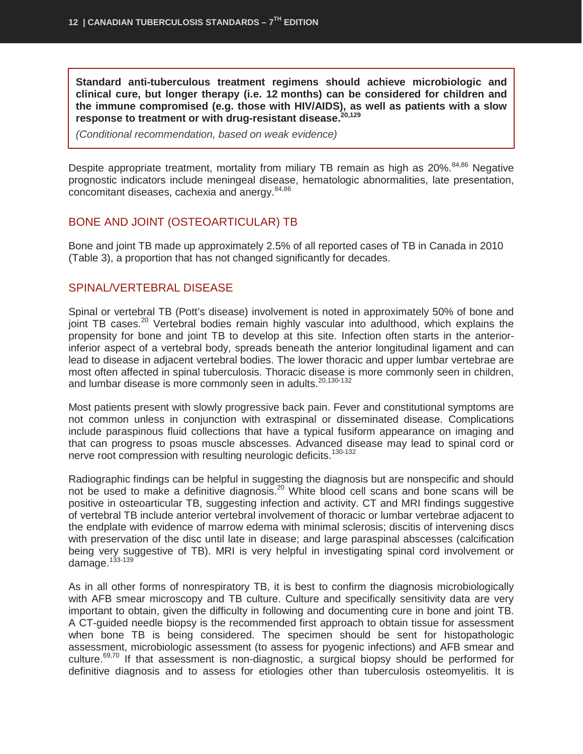**Standard anti-tuberculous treatment regimens should achieve microbiologic and clinical cure, but longer therapy (i.e. 12 months) can be considered for children and the immune compromised (e.g. those with HIV/AIDS), as well as patients with a slow response to treatment or with drug-resistant disease.[20,129]**

*(Conditional recommendation, based on weak evidence)*

Despite appropriate treatment, mortality from miliary TB remain as high as 20%.[84,86] Negative prognostic indicators include meningeal disease, hematologic abnormalities, late presentation, concomitant diseases, cachexia and anergy.[84,86]

## BONE AND JOINT (OSTEOARTICULAR) TB

Bone and joint TB made up approximately 2.5% of all reported cases of TB in Canada in 2010 (Table 3), a proportion that has not changed significantly for decades.

## SPINAL/VERTEBRAL DISEASE

Spinal or vertebral TB (Pott's disease) involvement is noted in approximately 50% of bone and joint TB cases.[20] Vertebral bodies remain highly vascular into adulthood, which explains the propensity for bone and joint TB to develop at this site. Infection often starts in the anterior-inferior aspect of a vertebral body, spreads beneath the anterior longitudinal ligament and can lead to disease in adjacent vertebral bodies. The lower thoracic and upper lumbar vertebrae are most often affected in spinal tuberculosis. Thoracic disease is more commonly seen in children, and lumbar disease is more commonly seen in adults.[20,130-132]

Most patients present with slowly progressive back pain. Fever and constitutional symptoms are not common unless in conjunction with extraspinal or disseminated disease. Complications include paraspinous fluid collections that have a typical fusiform appearance on imaging and that can progress to psoas muscle abscesses. Advanced disease may lead to spinal cord or nerve root compression with resulting neurologic deficits.[130-132]

Radiographic findings can be helpful in suggesting the diagnosis but are nonspecific and should not be used to make a definitive diagnosis.[20] White blood cell scans and bone scans will be positive in osteoarticular TB, suggesting infection and activity. CT and MRI findings suggestive of vertebral TB include anterior vertebral involvement of thoracic or lumbar vertebrae adjacent to the endplate with evidence of marrow edema with minimal sclerosis; discitis of intervening discs with preservation of the disc until late in disease; and large paraspinal abscesses (calcification being very suggestive of TB). MRI is very helpful in investigating spinal cord involvement or damage.[133-139]

As in all other forms of nonrespiratory TB, it is best to confirm the diagnosis microbiologically with AFB smear microscopy and TB culture. Culture and specifically sensitivity data are very important to obtain, given the difficulty in following and documenting cure in bone and joint TB. A CT-guided needle biopsy is the recommended first approach to obtain tissue for assessment when bone TB is being considered. The specimen should be sent for histopathologic assessment, microbiologic assessment (to assess for pyogenic infections) and AFB smear and culture.[69,70] If that assessment is non-diagnostic, a surgical biopsy should be performed for definitive diagnosis and to assess for etiologies other than tuberculosis osteomyelitis. It is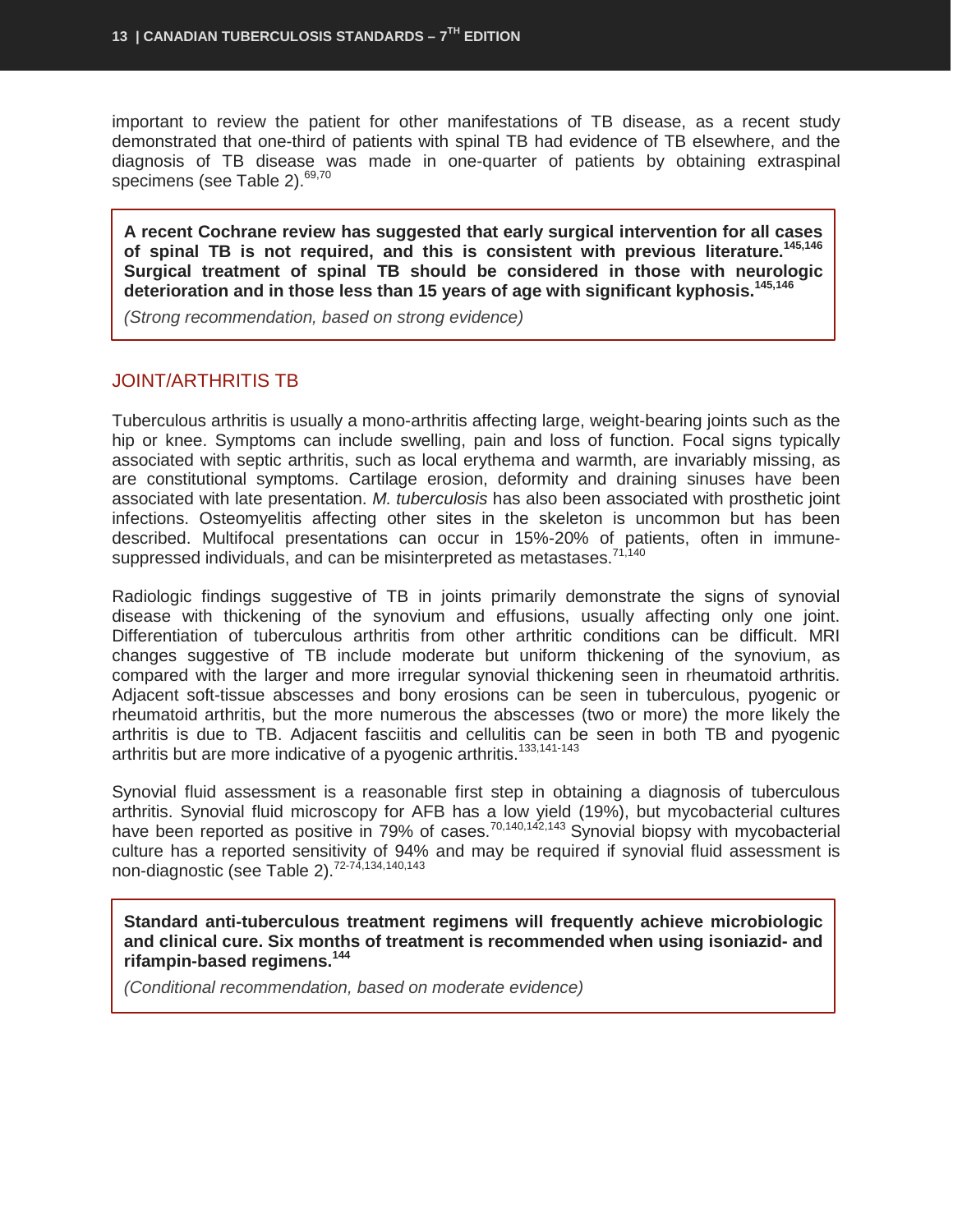important to review the patient for other manifestations of TB disease, as a recent study demonstrated that one-third of patients with spinal TB had evidence of TB elsewhere, and the diagnosis of TB disease was made in one-quarter of patients by obtaining extraspinal specimens (see Table 2).[69,70]

> **A recent Cochrane review has suggested that early surgical intervention for all cases of spinal TB is not required, and this is consistent with previous literature.[145,146] Surgical treatment of spinal TB should be considered in those with neurologic deterioration and in those less than 15 years of age with significant kyphosis.[145,146]**
>
> *(Strong recommendation, based on strong evidence)*

## JOINT/ARTHRITIS TB

Tuberculous arthritis is usually a mono-arthritis affecting large, weight-bearing joints such as the hip or knee. Symptoms can include swelling, pain and loss of function. Focal signs typically associated with septic arthritis, such as local erythema and warmth, are invariably missing, as are constitutional symptoms. Cartilage erosion, deformity and draining sinuses have been associated with late presentation. *M. tuberculosis* has also been associated with prosthetic joint infections. Osteomyelitis affecting other sites in the skeleton is uncommon but has been described. Multifocal presentations can occur in 15%-20% of patients, often in immune-suppressed individuals, and can be misinterpreted as metastases.[71,140]

Radiologic findings suggestive of TB in joints primarily demonstrate the signs of synovial disease with thickening of the synovium and effusions, usually affecting only one joint. Differentiation of tuberculous arthritis from other arthritic conditions can be difficult. MRI changes suggestive of TB include moderate but uniform thickening of the synovium, as compared with the larger and more irregular synovial thickening seen in rheumatoid arthritis. Adjacent soft-tissue abscesses and bony erosions can be seen in tuberculous, pyogenic or rheumatoid arthritis, but the more numerous the abscesses (two or more) the more likely the arthritis is due to TB. Adjacent fasciitis and cellulitis can be seen in both TB and pyogenic arthritis but are more indicative of a pyogenic arthritis.[133,141-143]

Synovial fluid assessment is a reasonable first step in obtaining a diagnosis of tuberculous arthritis. Synovial fluid microscopy for AFB has a low yield (19%), but mycobacterial cultures have been reported as positive in 79% of cases.[70,140,142,143] Synovial biopsy with mycobacterial culture has a reported sensitivity of 94% and may be required if synovial fluid assessment is non-diagnostic (see Table 2).[72-74,134,140,143]

> **Standard anti-tuberculous treatment regimens will frequently achieve microbiologic and clinical cure. Six months of treatment is recommended when using isoniazid- and rifampin-based regimens.[144]**
>
> *(Conditional recommendation, based on moderate evidence)*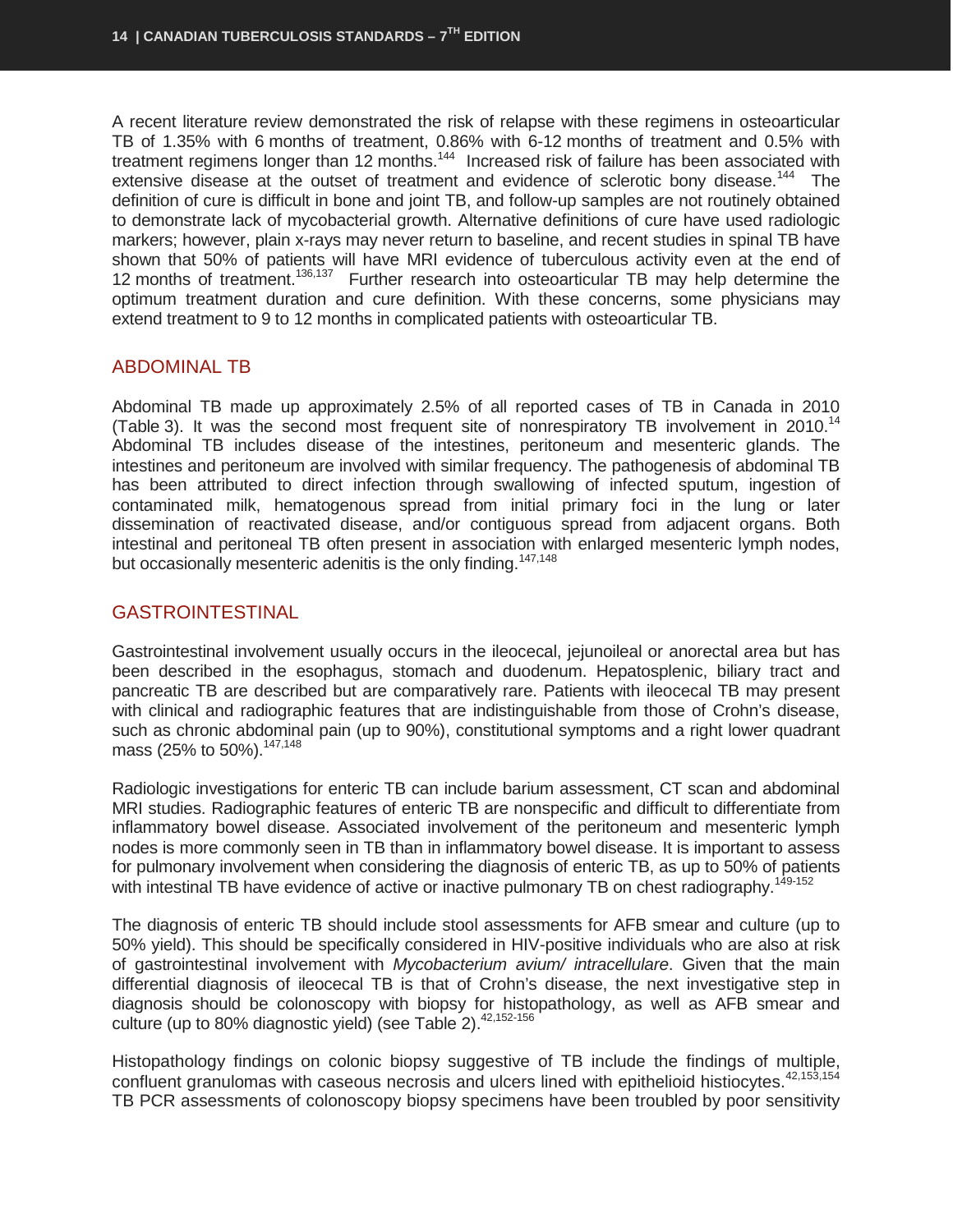A recent literature review demonstrated the risk of relapse with these regimens in osteoarticular TB of 1.35% with 6 months of treatment, 0.86% with 6-12 months of treatment and 0.5% with treatment regimens longer than 12 months.[144] Increased risk of failure has been associated with extensive disease at the outset of treatment and evidence of sclerotic bony disease.[144] The definition of cure is difficult in bone and joint TB, and follow-up samples are not routinely obtained to demonstrate lack of mycobacterial growth. Alternative definitions of cure have used radiologic markers; however, plain x-rays may never return to baseline, and recent studies in spinal TB have shown that 50% of patients will have MRI evidence of tuberculous activity even at the end of 12 months of treatment.[136,137] Further research into osteoarticular TB may help determine the optimum treatment duration and cure definition. With these concerns, some physicians may extend treatment to 9 to 12 months in complicated patients with osteoarticular TB.

## ABDOMINAL TB

Abdominal TB made up approximately 2.5% of all reported cases of TB in Canada in 2010 (Table 3). It was the second most frequent site of nonrespiratory TB involvement in 2010.[14] Abdominal TB includes disease of the intestines, peritoneum and mesenteric glands. The intestines and peritoneum are involved with similar frequency. The pathogenesis of abdominal TB has been attributed to direct infection through swallowing of infected sputum, ingestion of contaminated milk, hematogenous spread from initial primary foci in the lung or later dissemination of reactivated disease, and/or contiguous spread from adjacent organs. Both intestinal and peritoneal TB often present in association with enlarged mesenteric lymph nodes, but occasionally mesenteric adenitis is the only finding.[147,148]

## GASTROINTESTINAL

Gastrointestinal involvement usually occurs in the ileocecal, jejunoileal or anorectal area but has been described in the esophagus, stomach and duodenum. Hepatosplenic, biliary tract and pancreatic TB are described but are comparatively rare. Patients with ileocecal TB may present with clinical and radiographic features that are indistinguishable from those of Crohn's disease, such as chronic abdominal pain (up to 90%), constitutional symptoms and a right lower quadrant mass (25% to 50%).[147,148]

Radiologic investigations for enteric TB can include barium assessment, CT scan and abdominal MRI studies. Radiographic features of enteric TB are nonspecific and difficult to differentiate from inflammatory bowel disease. Associated involvement of the peritoneum and mesenteric lymph nodes is more commonly seen in TB than in inflammatory bowel disease. It is important to assess for pulmonary involvement when considering the diagnosis of enteric TB, as up to 50% of patients with intestinal TB have evidence of active or inactive pulmonary TB on chest radiography.[149-152]

The diagnosis of enteric TB should include stool assessments for AFB smear and culture (up to 50% yield). This should be specifically considered in HIV-positive individuals who are also at risk of gastrointestinal involvement with *Mycobacterium avium/ intracellulare*. Given that the main differential diagnosis of ileocecal TB is that of Crohn's disease, the next investigative step in diagnosis should be colonoscopy with biopsy for histopathology, as well as AFB smear and culture (up to 80% diagnostic yield) (see Table 2).[42,152-156]

Histopathology findings on colonic biopsy suggestive of TB include the findings of multiple, confluent granulomas with caseous necrosis and ulcers lined with epithelioid histiocytes.[42,153,154] TB PCR assessments of colonoscopy biopsy specimens have been troubled by poor sensitivity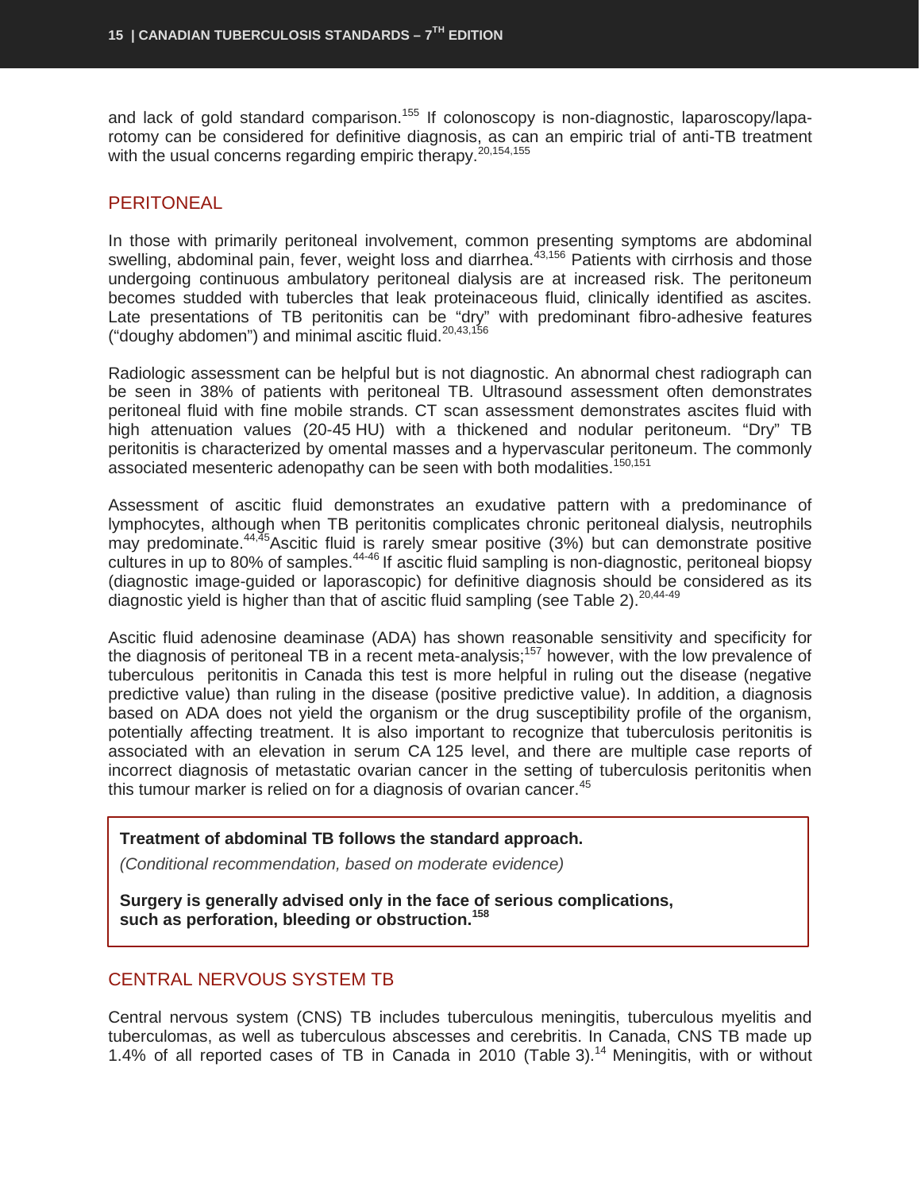and lack of gold standard comparison.[155] If colonoscopy is non-diagnostic, laparoscopy/laparotomy can be considered for definitive diagnosis, as can an empiric trial of anti-TB treatment with the usual concerns regarding empiric therapy.[20,154,155]

## PERITONEAL

In those with primarily peritoneal involvement, common presenting symptoms are abdominal swelling, abdominal pain, fever, weight loss and diarrhea.[43,156] Patients with cirrhosis and those undergoing continuous ambulatory peritoneal dialysis are at increased risk. The peritoneum becomes studded with tubercles that leak proteinaceous fluid, clinically identified as ascites. Late presentations of TB peritonitis can be "dry" with predominant fibro-adhesive features ("doughy abdomen") and minimal ascitic fluid.[20,43,156]

Radiologic assessment can be helpful but is not diagnostic. An abnormal chest radiograph can be seen in 38% of patients with peritoneal TB. Ultrasound assessment often demonstrates peritoneal fluid with fine mobile strands. CT scan assessment demonstrates ascites fluid with high attenuation values (20-45 HU) with a thickened and nodular peritoneum. "Dry" TB peritonitis is characterized by omental masses and a hypervascular peritoneum. The commonly associated mesenteric adenopathy can be seen with both modalities.[150,151]

Assessment of ascitic fluid demonstrates an exudative pattern with a predominance of lymphocytes, although when TB peritonitis complicates chronic peritoneal dialysis, neutrophils may predominate.[44,45]Ascitic fluid is rarely smear positive (3%) but can demonstrate positive cultures in up to 80% of samples.[44-46] If ascitic fluid sampling is non-diagnostic, peritoneal biopsy (diagnostic image-guided or laporascopic) for definitive diagnosis should be considered as its diagnostic yield is higher than that of ascitic fluid sampling (see Table 2).[20,44-49]

Ascitic fluid adenosine deaminase (ADA) has shown reasonable sensitivity and specificity for the diagnosis of peritoneal TB in a recent meta-analysis;[157] however, with the low prevalence of tuberculous peritonitis in Canada this test is more helpful in ruling out the disease (negative predictive value) than ruling in the disease (positive predictive value). In addition, a diagnosis based on ADA does not yield the organism or the drug susceptibility profile of the organism, potentially affecting treatment. It is also important to recognize that tuberculosis peritonitis is associated with an elevation in serum CA 125 level, and there are multiple case reports of incorrect diagnosis of metastatic ovarian cancer in the setting of tuberculosis peritonitis when this tumour marker is relied on for a diagnosis of ovarian cancer.[45]

**Treatment of abdominal TB follows the standard approach.**

*(Conditional recommendation, based on moderate evidence)*

**Surgery is generally advised only in the face of serious complications, such as perforation, bleeding or obstruction.[158]**

## CENTRAL NERVOUS SYSTEM TB

Central nervous system (CNS) TB includes tuberculous meningitis, tuberculous myelitis and tuberculomas, as well as tuberculous abscesses and cerebritis. In Canada, CNS TB made up 1.4% of all reported cases of TB in Canada in 2010 (Table 3).[14] Meningitis, with or without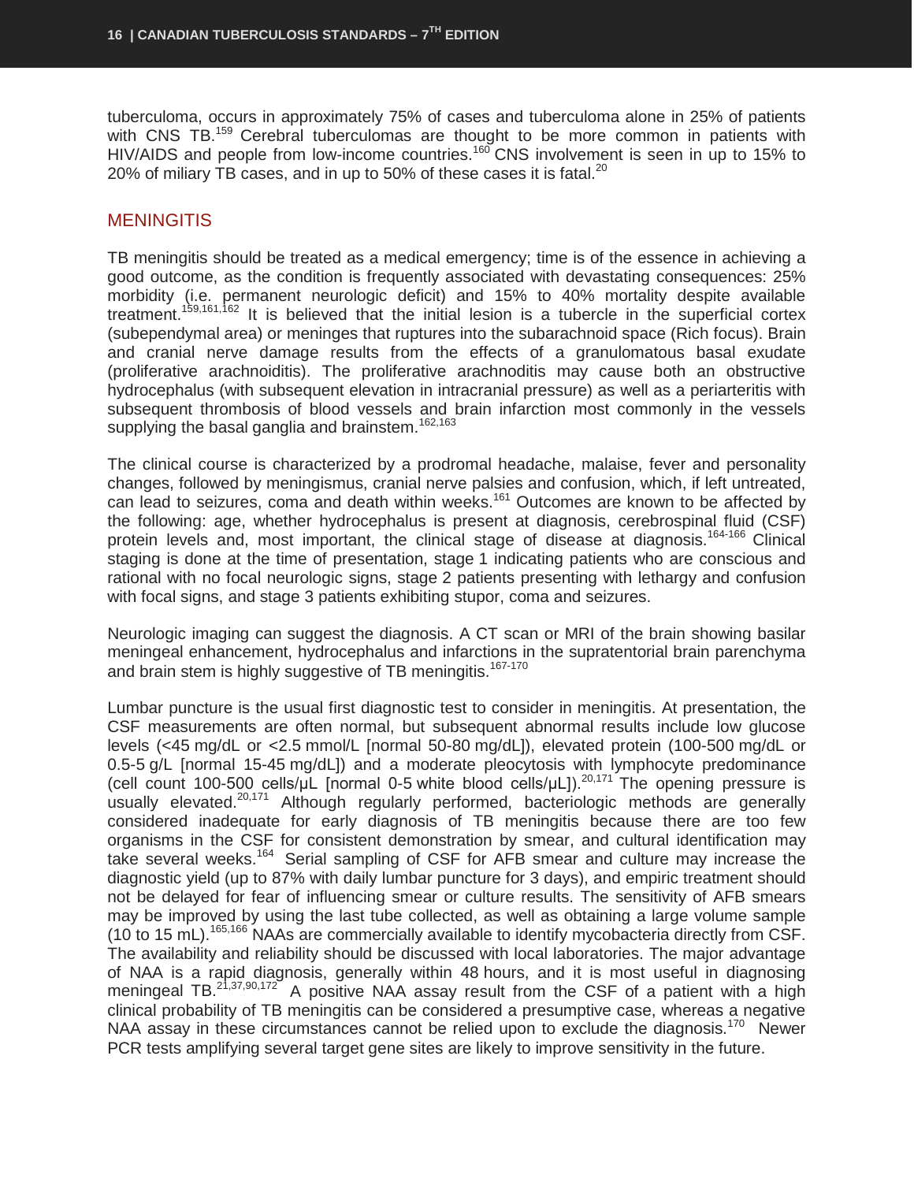tuberculoma, occurs in approximately 75% of cases and tuberculoma alone in 25% of patients with CNS TB.[159] Cerebral tuberculomas are thought to be more common in patients with HIV/AIDS and people from low-income countries.[160] CNS involvement is seen in up to 15% to 20% of miliary TB cases, and in up to 50% of these cases it is fatal.[20]

## MENINGITIS

TB meningitis should be treated as a medical emergency; time is of the essence in achieving a good outcome, as the condition is frequently associated with devastating consequences: 25% morbidity (i.e. permanent neurologic deficit) and 15% to 40% mortality despite available treatment.[159,161,162] It is believed that the initial lesion is a tubercle in the superficial cortex (subependymal area) or meninges that ruptures into the subarachnoid space (Rich focus). Brain and cranial nerve damage results from the effects of a granulomatous basal exudate (proliferative arachnoiditis). The proliferative arachnoditis may cause both an obstructive hydrocephalus (with subsequent elevation in intracranial pressure) as well as a periarteritis with subsequent thrombosis of blood vessels and brain infarction most commonly in the vessels supplying the basal ganglia and brainstem.[162,163]

The clinical course is characterized by a prodromal headache, malaise, fever and personality changes, followed by meningismus, cranial nerve palsies and confusion, which, if left untreated, can lead to seizures, coma and death within weeks.[161] Outcomes are known to be affected by the following: age, whether hydrocephalus is present at diagnosis, cerebrospinal fluid (CSF) protein levels and, most important, the clinical stage of disease at diagnosis.[164-166] Clinical staging is done at the time of presentation, stage 1 indicating patients who are conscious and rational with no focal neurologic signs, stage 2 patients presenting with lethargy and confusion with focal signs, and stage 3 patients exhibiting stupor, coma and seizures.

Neurologic imaging can suggest the diagnosis. A CT scan or MRI of the brain showing basilar meningeal enhancement, hydrocephalus and infarctions in the supratentorial brain parenchyma and brain stem is highly suggestive of TB meningitis.[167-170]

Lumbar puncture is the usual first diagnostic test to consider in meningitis. At presentation, the CSF measurements are often normal, but subsequent abnormal results include low glucose levels (<45 mg/dL or <2.5 mmol/L [normal 50-80 mg/dL]), elevated protein (100-500 mg/dL or 0.5-5 g/L [normal 15-45 mg/dL]) and a moderate pleocytosis with lymphocyte predominance (cell count 100-500 cells/µL [normal 0-5 white blood cells/µL]).[20,171] The opening pressure is usually elevated.[20,171] Although regularly performed, bacteriologic methods are generally considered inadequate for early diagnosis of TB meningitis because there are too few organisms in the CSF for consistent demonstration by smear, and cultural identification may take several weeks.[164] Serial sampling of CSF for AFB smear and culture may increase the diagnostic yield (up to 87% with daily lumbar puncture for 3 days), and empiric treatment should not be delayed for fear of influencing smear or culture results. The sensitivity of AFB smears may be improved by using the last tube collected, as well as obtaining a large volume sample (10 to 15 mL).[165,166] NAAs are commercially available to identify mycobacteria directly from CSF. The availability and reliability should be discussed with local laboratories. The major advantage of NAA is a rapid diagnosis, generally within 48 hours, and it is most useful in diagnosing meningeal TB.[21,37,90,172] A positive NAA assay result from the CSF of a patient with a high clinical probability of TB meningitis can be considered a presumptive case, whereas a negative NAA assay in these circumstances cannot be relied upon to exclude the diagnosis.[170] Newer PCR tests amplifying several target gene sites are likely to improve sensitivity in the future.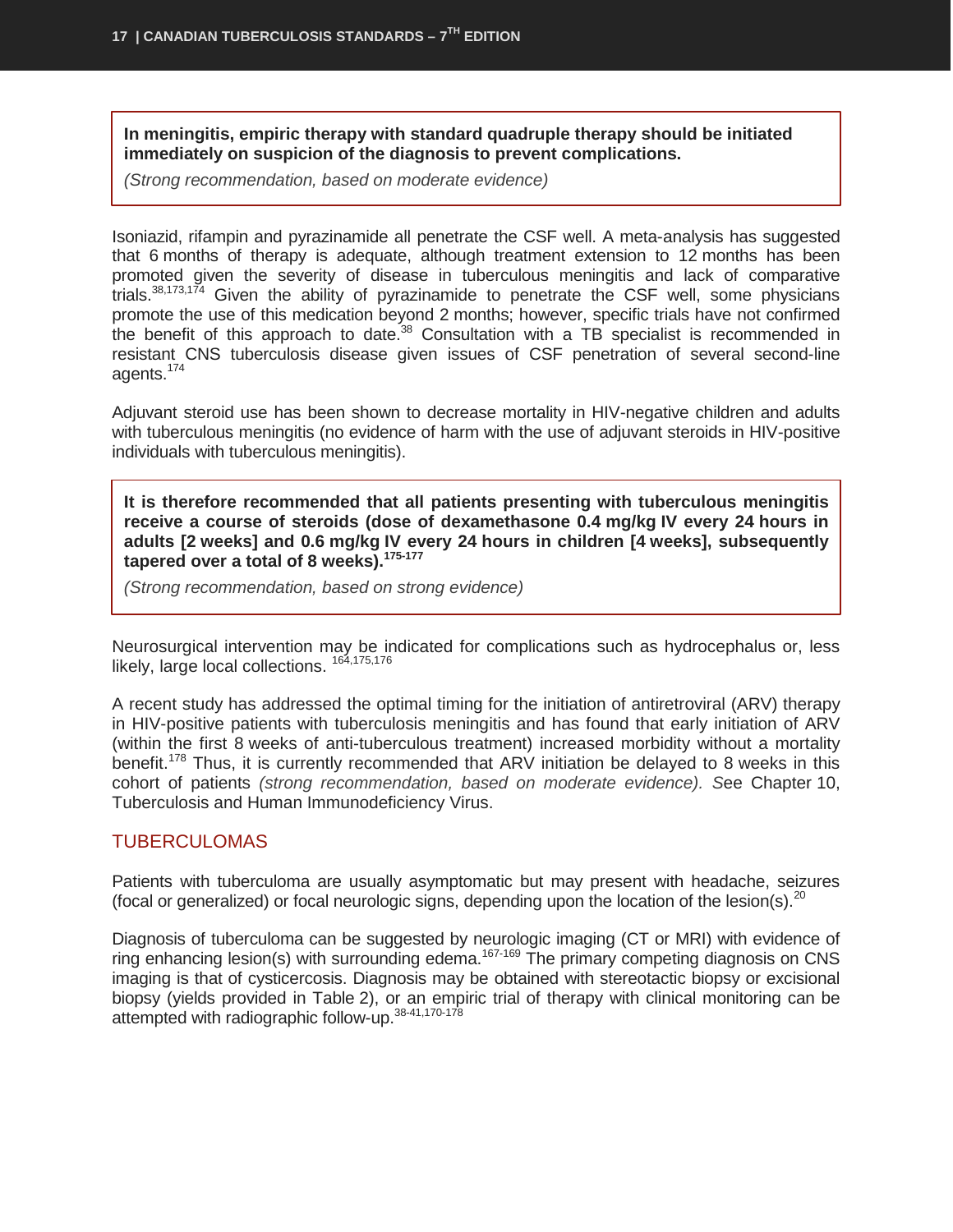**In meningitis, empiric therapy with standard quadruple therapy should be initiated immediately on suspicion of the diagnosis to prevent complications.**

*(Strong recommendation, based on moderate evidence)*

Isoniazid, rifampin and pyrazinamide all penetrate the CSF well. A meta-analysis has suggested that 6 months of therapy is adequate, although treatment extension to 12 months has been promoted given the severity of disease in tuberculous meningitis and lack of comparative trials.[38,173,174] Given the ability of pyrazinamide to penetrate the CSF well, some physicians promote the use of this medication beyond 2 months; however, specific trials have not confirmed the benefit of this approach to date.[38] Consultation with a TB specialist is recommended in resistant CNS tuberculosis disease given issues of CSF penetration of several second-line agents.[174]

Adjuvant steroid use has been shown to decrease mortality in HIV-negative children and adults with tuberculous meningitis (no evidence of harm with the use of adjuvant steroids in HIV-positive individuals with tuberculous meningitis).

**It is therefore recommended that all patients presenting with tuberculous meningitis receive a course of steroids (dose of dexamethasone 0.4 mg/kg IV every 24 hours in adults [2 weeks] and 0.6 mg/kg IV every 24 hours in children [4 weeks], subsequently tapered over a total of 8 weeks).[175-177]**

*(Strong recommendation, based on strong evidence)*

Neurosurgical intervention may be indicated for complications such as hydrocephalus or, less likely, large local collections. [164,175,176]

A recent study has addressed the optimal timing for the initiation of antiretroviral (ARV) therapy in HIV-positive patients with tuberculosis meningitis and has found that early initiation of ARV (within the first 8 weeks of anti-tuberculous treatment) increased morbidity without a mortality benefit.[178] Thus, it is currently recommended that ARV initiation be delayed to 8 weeks in this cohort of patients *(strong recommendation, based on moderate evidence). S*ee Chapter 10, Tuberculosis and Human Immunodeficiency Virus.

## TUBERCULOMAS

Patients with tuberculoma are usually asymptomatic but may present with headache, seizures (focal or generalized) or focal neurologic signs, depending upon the location of the lesion(s).[20]

Diagnosis of tuberculoma can be suggested by neurologic imaging (CT or MRI) with evidence of ring enhancing lesion(s) with surrounding edema.[167-169] The primary competing diagnosis on CNS imaging is that of cysticercosis. Diagnosis may be obtained with stereotactic biopsy or excisional biopsy (yields provided in Table 2), or an empiric trial of therapy with clinical monitoring can be attempted with radiographic follow-up.[38-41,170-178]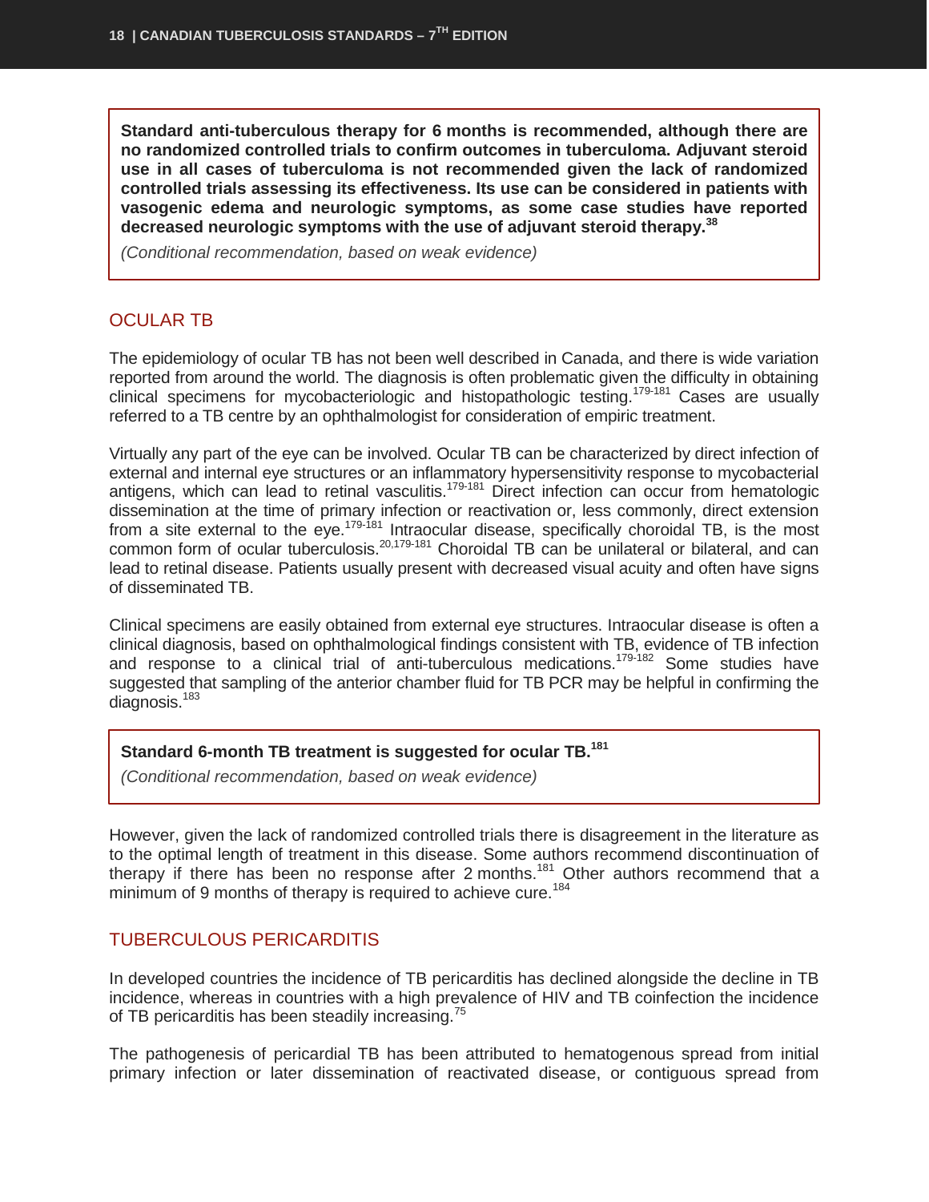**Standard anti-tuberculous therapy for 6 months is recommended, although there are no randomized controlled trials to confirm outcomes in tuberculoma. Adjuvant steroid use in all cases of tuberculoma is not recommended given the lack of randomized controlled trials assessing its effectiveness. Its use can be considered in patients with vasogenic edema and neurologic symptoms, as some case studies have reported decreased neurologic symptoms with the use of adjuvant steroid therapy.[38]**

*(Conditional recommendation, based on weak evidence)*

## OCULAR TB

The epidemiology of ocular TB has not been well described in Canada, and there is wide variation reported from around the world. The diagnosis is often problematic given the difficulty in obtaining clinical specimens for mycobacteriologic and histopathologic testing.[179-181] Cases are usually referred to a TB centre by an ophthalmologist for consideration of empiric treatment.

Virtually any part of the eye can be involved. Ocular TB can be characterized by direct infection of external and internal eye structures or an inflammatory hypersensitivity response to mycobacterial antigens, which can lead to retinal vasculitis.[179-181] Direct infection can occur from hematologic dissemination at the time of primary infection or reactivation or, less commonly, direct extension from a site external to the eye.[179-181] Intraocular disease, specifically choroidal TB, is the most common form of ocular tuberculosis.[20,179-181] Choroidal TB can be unilateral or bilateral, and can lead to retinal disease. Patients usually present with decreased visual acuity and often have signs of disseminated TB.

Clinical specimens are easily obtained from external eye structures. Intraocular disease is often a clinical diagnosis, based on ophthalmological findings consistent with TB, evidence of TB infection and response to a clinical trial of anti-tuberculous medications.[179-182] Some studies have suggested that sampling of the anterior chamber fluid for TB PCR may be helpful in confirming the diagnosis.[183]

**Standard 6-month TB treatment is suggested for ocular TB.[181]**

*(Conditional recommendation, based on weak evidence)*

However, given the lack of randomized controlled trials there is disagreement in the literature as to the optimal length of treatment in this disease. Some authors recommend discontinuation of therapy if there has been no response after 2 months.[181] Other authors recommend that a minimum of 9 months of therapy is required to achieve cure.[184]

## TUBERCULOUS PERICARDITIS

In developed countries the incidence of TB pericarditis has declined alongside the decline in TB incidence, whereas in countries with a high prevalence of HIV and TB coinfection the incidence of TB pericarditis has been steadily increasing.[75]

The pathogenesis of pericardial TB has been attributed to hematogenous spread from initial primary infection or later dissemination of reactivated disease, or contiguous spread from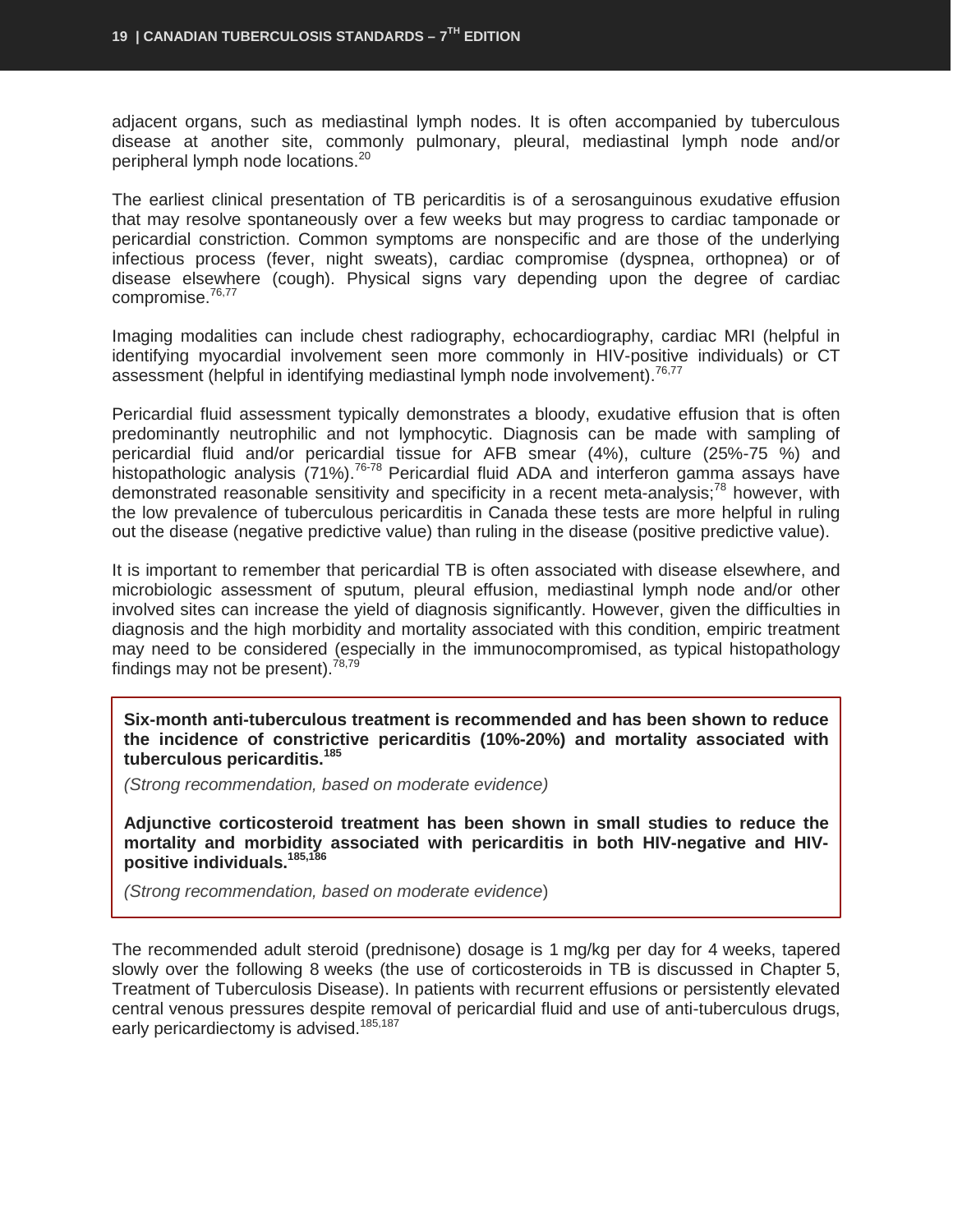adjacent organs, such as mediastinal lymph nodes. It is often accompanied by tuberculous disease at another site, commonly pulmonary, pleural, mediastinal lymph node and/or peripheral lymph node locations.[20]

The earliest clinical presentation of TB pericarditis is of a serosanguinous exudative effusion that may resolve spontaneously over a few weeks but may progress to cardiac tamponade or pericardial constriction. Common symptoms are nonspecific and are those of the underlying infectious process (fever, night sweats), cardiac compromise (dyspnea, orthopnea) or of disease elsewhere (cough). Physical signs vary depending upon the degree of cardiac compromise.[76,77]

Imaging modalities can include chest radiography, echocardiography, cardiac MRI (helpful in identifying myocardial involvement seen more commonly in HIV-positive individuals) or CT assessment (helpful in identifying mediastinal lymph node involvement).[76,77]

Pericardial fluid assessment typically demonstrates a bloody, exudative effusion that is often predominantly neutrophilic and not lymphocytic. Diagnosis can be made with sampling of pericardial fluid and/or pericardial tissue for AFB smear (4%), culture (25%-75 %) and histopathologic analysis (71%).[76-78] Pericardial fluid ADA and interferon gamma assays have demonstrated reasonable sensitivity and specificity in a recent meta-analysis;[78] however, with the low prevalence of tuberculous pericarditis in Canada these tests are more helpful in ruling out the disease (negative predictive value) than ruling in the disease (positive predictive value).

It is important to remember that pericardial TB is often associated with disease elsewhere, and microbiologic assessment of sputum, pleural effusion, mediastinal lymph node and/or other involved sites can increase the yield of diagnosis significantly. However, given the difficulties in diagnosis and the high morbidity and mortality associated with this condition, empiric treatment may need to be considered (especially in the immunocompromised, as typical histopathology findings may not be present).[78,79]

**Six-month anti-tuberculous treatment is recommended and has been shown to reduce the incidence of constrictive pericarditis (10%-20%) and mortality associated with tuberculous pericarditis.[185]**

*(Strong recommendation, based on moderate evidence)*

**Adjunctive corticosteroid treatment has been shown in small studies to reduce the mortality and morbidity associated with pericarditis in both HIV-negative and HIV-positive individuals.[185,186]**

*(Strong recommendation, based on moderate evidence)*

The recommended adult steroid (prednisone) dosage is 1 mg/kg per day for 4 weeks, tapered slowly over the following 8 weeks (the use of corticosteroids in TB is discussed in Chapter 5, Treatment of Tuberculosis Disease). In patients with recurrent effusions or persistently elevated central venous pressures despite removal of pericardial fluid and use of anti-tuberculous drugs, early pericardiectomy is advised.[185,187]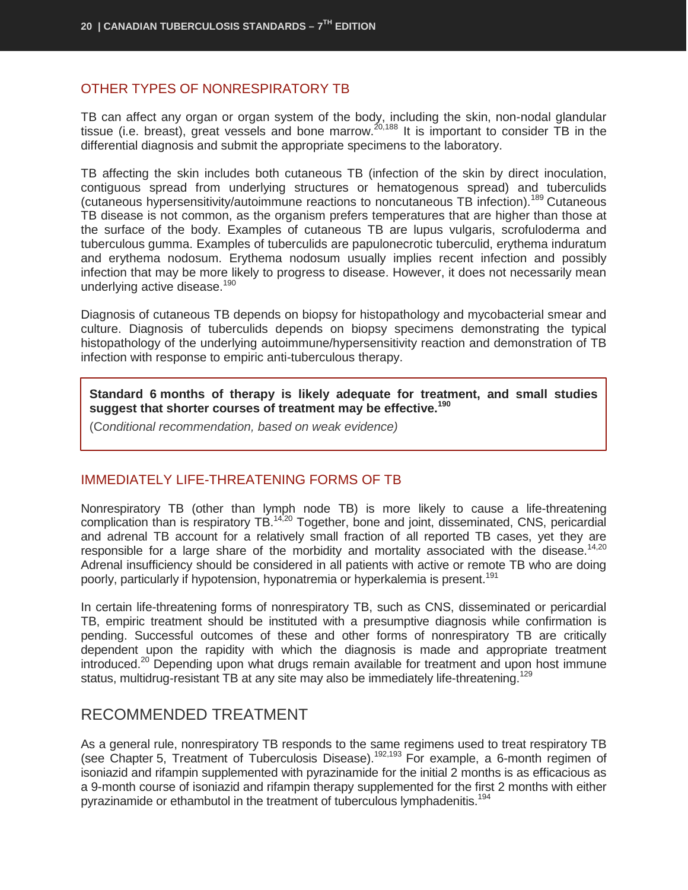## OTHER TYPES OF NONRESPIRATORY TB

TB can affect any organ or organ system of the body, including the skin, non-nodal glandular tissue (i.e. breast), great vessels and bone marrow.[20,188] It is important to consider TB in the differential diagnosis and submit the appropriate specimens to the laboratory.

TB affecting the skin includes both cutaneous TB (infection of the skin by direct inoculation, contiguous spread from underlying structures or hematogenous spread) and tuberculids (cutaneous hypersensitivity/autoimmune reactions to noncutaneous TB infection).[189] Cutaneous TB disease is not common, as the organism prefers temperatures that are higher than those at the surface of the body. Examples of cutaneous TB are lupus vulgaris, scrofuloderma and tuberculous gumma. Examples of tuberculids are papulonecrotic tuberculid, erythema induratum and erythema nodosum. Erythema nodosum usually implies recent infection and possibly infection that may be more likely to progress to disease. However, it does not necessarily mean underlying active disease.[190]

Diagnosis of cutaneous TB depends on biopsy for histopathology and mycobacterial smear and culture. Diagnosis of tuberculids depends on biopsy specimens demonstrating the typical histopathology of the underlying autoimmune/hypersensitivity reaction and demonstration of TB infection with response to empiric anti-tuberculous therapy.

**Standard 6 months of therapy is likely adequate for treatment, and small studies suggest that shorter courses of treatment may be effective.[190]**

(C*onditional recommendation, based on weak evidence)*

## IMMEDIATELY LIFE-THREATENING FORMS OF TB

Nonrespiratory TB (other than lymph node TB) is more likely to cause a life-threatening complication than is respiratory TB.[14,20] Together, bone and joint, disseminated, CNS, pericardial and adrenal TB account for a relatively small fraction of all reported TB cases, yet they are responsible for a large share of the morbidity and mortality associated with the disease.[14,20] Adrenal insufficiency should be considered in all patients with active or remote TB who are doing poorly, particularly if hypotension, hyponatremia or hyperkalemia is present.[191]

In certain life-threatening forms of nonrespiratory TB, such as CNS, disseminated or pericardial TB, empiric treatment should be instituted with a presumptive diagnosis while confirmation is pending. Successful outcomes of these and other forms of nonrespiratory TB are critically dependent upon the rapidity with which the diagnosis is made and appropriate treatment introduced.[20] Depending upon what drugs remain available for treatment and upon host immune status, multidrug-resistant TB at any site may also be immediately life-threatening.[129]

# RECOMMENDED TREATMENT

As a general rule, nonrespiratory TB responds to the same regimens used to treat respiratory TB (see Chapter 5, Treatment of Tuberculosis Disease).[192,193] For example, a 6-month regimen of isoniazid and rifampin supplemented with pyrazinamide for the initial 2 months is as efficacious as a 9-month course of isoniazid and rifampin therapy supplemented for the first 2 months with either pyrazinamide or ethambutol in the treatment of tuberculous lymphadenitis.[194]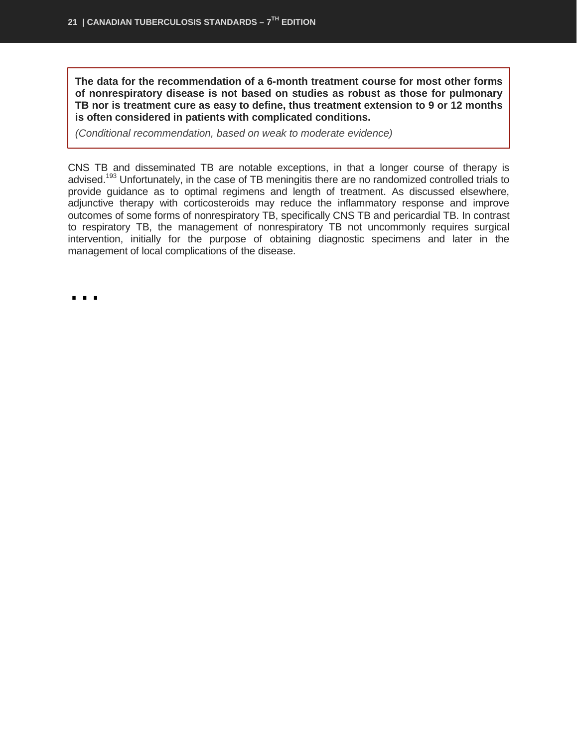**The data for the recommendation of a 6-month treatment course for most other forms of nonrespiratory disease is not based on studies as robust as those for pulmonary TB nor is treatment cure as easy to define, thus treatment extension to 9 or 12 months is often considered in patients with complicated conditions.**

*(Conditional recommendation, based on weak to moderate evidence)*

CNS TB and disseminated TB are notable exceptions, in that a longer course of therapy is advised.[193] Unfortunately, in the case of TB meningitis there are no randomized controlled trials to provide guidance as to optimal regimens and length of treatment. As discussed elsewhere, adjunctive therapy with corticosteroids may reduce the inflammatory response and improve outcomes of some forms of nonrespiratory TB, specifically CNS TB and pericardial TB. In contrast to respiratory TB, the management of nonrespiratory TB not uncommonly requires surgical intervention, initially for the purpose of obtaining diagnostic specimens and later in the management of local complications of the disease.

...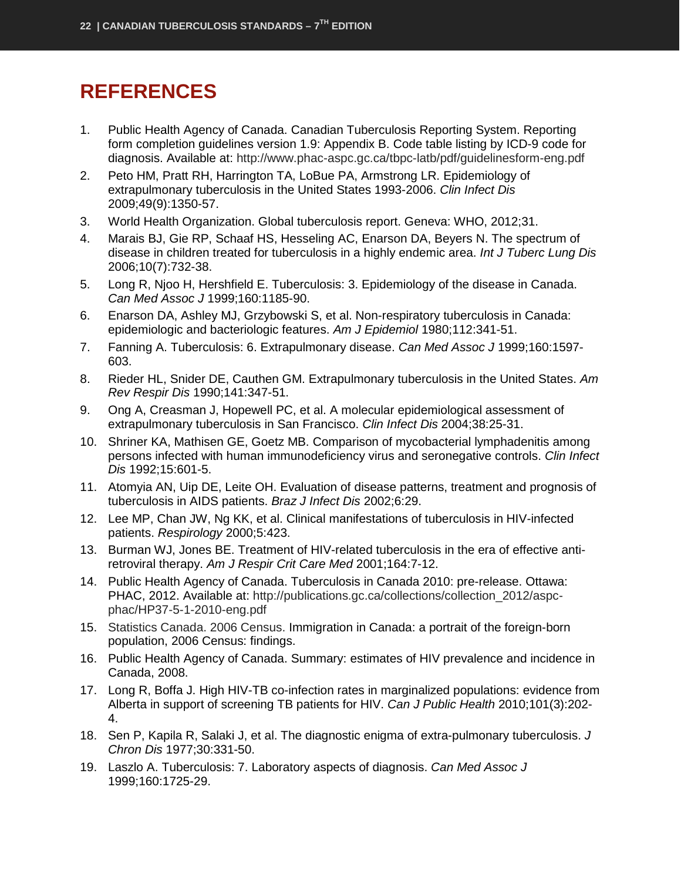# REFERENCES

1. Public Health Agency of Canada. Canadian Tuberculosis Reporting System. Reporting form completion guidelines version 1.9: Appendix B. Code table listing by ICD-9 code for diagnosis. Available at: http://www.phac-aspc.gc.ca/tbpc-latb/pdf/guidelinesform-eng.pdf
2. Peto HM, Pratt RH, Harrington TA, LoBue PA, Armstrong LR. Epidemiology of extrapulmonary tuberculosis in the United States 1993-2006. *Clin Infect Dis* 2009;49(9):1350-57.
3. World Health Organization. Global tuberculosis report. Geneva: WHO, 2012;31.
4. Marais BJ, Gie RP, Schaaf HS, Hesseling AC, Enarson DA, Beyers N. The spectrum of disease in children treated for tuberculosis in a highly endemic area. *Int J Tuberc Lung Dis* 2006;10(7):732-38.
5. Long R, Njoo H, Hershfield E. Tuberculosis: 3. Epidemiology of the disease in Canada. *Can Med Assoc J* 1999;160:1185-90.
6. Enarson DA, Ashley MJ, Grzybowski S, et al. Non-respiratory tuberculosis in Canada: epidemiologic and bacteriologic features. *Am J Epidemiol* 1980;112:341-51.
7. Fanning A. Tuberculosis: 6. Extrapulmonary disease. *Can Med Assoc J* 1999;160:1597-603.
8. Rieder HL, Snider DE, Cauthen GM. Extrapulmonary tuberculosis in the United States. *Am Rev Respir Dis* 1990;141:347-51.
9. Ong A, Creasman J, Hopewell PC, et al. A molecular epidemiological assessment of extrapulmonary tuberculosis in San Francisco. *Clin Infect Dis* 2004;38:25-31.
10. Shriner KA, Mathisen GE, Goetz MB. Comparison of mycobacterial lymphadenitis among persons infected with human immunodeficiency virus and seronegative controls. *Clin Infect Dis* 1992;15:601-5.
11. Atomyia AN, Uip DE, Leite OH. Evaluation of disease patterns, treatment and prognosis of tuberculosis in AIDS patients. *Braz J Infect Dis* 2002;6:29.
12. Lee MP, Chan JW, Ng KK, et al. Clinical manifestations of tuberculosis in HIV-infected patients. *Respirology* 2000;5:423.
13. Burman WJ, Jones BE. Treatment of HIV-related tuberculosis in the era of effective anti-retroviral therapy. *Am J Respir Crit Care Med* 2001;164:7-12.
14. Public Health Agency of Canada. Tuberculosis in Canada 2010: pre-release. Ottawa: PHAC, 2012. Available at: http://publications.gc.ca/collections/collection_2012/aspc-phac/HP37-5-1-2010-eng.pdf
15. Statistics Canada. 2006 Census. Immigration in Canada: a portrait of the foreign-born population, 2006 Census: findings.
16. Public Health Agency of Canada. Summary: estimates of HIV prevalence and incidence in Canada, 2008.
17. Long R, Boffa J. High HIV-TB co-infection rates in marginalized populations: evidence from Alberta in support of screening TB patients for HIV. *Can J Public Health* 2010;101(3):202-4.
18. Sen P, Kapila R, Salaki J, et al. The diagnostic enigma of extra-pulmonary tuberculosis. *J Chron Dis* 1977;30:331-50.
19. Laszlo A. Tuberculosis: 7. Laboratory aspects of diagnosis. *Can Med Assoc J* 1999;160:1725-29.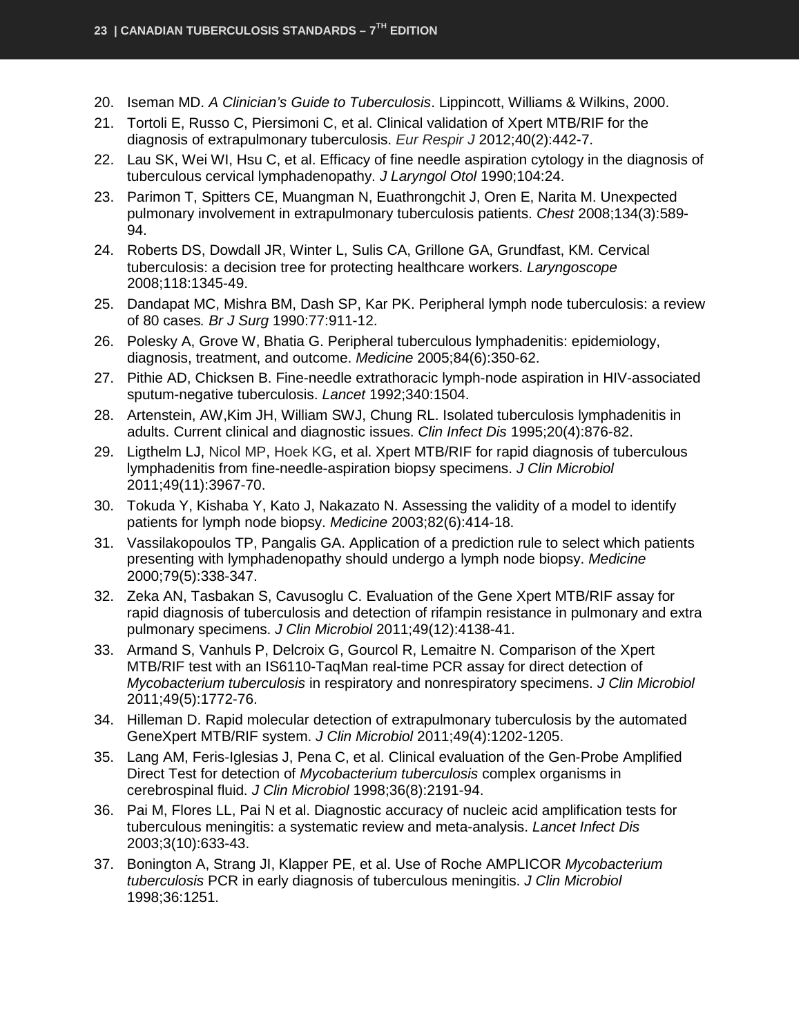20. Iseman MD. *A Clinician's Guide to Tuberculosis*. Lippincott, Williams & Wilkins, 2000.
21. Tortoli E, Russo C, Piersimoni C, et al. Clinical validation of Xpert MTB/RIF for the diagnosis of extrapulmonary tuberculosis. *Eur Respir J* 2012;40(2):442-7.
22. Lau SK, Wei WI, Hsu C, et al. Efficacy of fine needle aspiration cytology in the diagnosis of tuberculous cervical lymphadenopathy. *J Laryngol Otol* 1990;104:24.
23. Parimon T, Spitters CE, Muangman N, Euathrongchit J, Oren E, Narita M. Unexpected pulmonary involvement in extrapulmonary tuberculosis patients. *Chest* 2008;134(3):589-94.
24. Roberts DS, Dowdall JR, Winter L, Sulis CA, Grillone GA, Grundfast, KM. Cervical tuberculosis: a decision tree for protecting healthcare workers. *Laryngoscope* 2008;118:1345-49.
25. Dandapat MC, Mishra BM, Dash SP, Kar PK. Peripheral lymph node tuberculosis: a review of 80 cases*. Br J Surg* 1990:77:911-12.
26. Polesky A, Grove W, Bhatia G. Peripheral tuberculous lymphadenitis: epidemiology, diagnosis, treatment, and outcome. *Medicine* 2005;84(6):350-62.
27. Pithie AD, Chicksen B. Fine-needle extrathoracic lymph-node aspiration in HIV-associated sputum-negative tuberculosis. *Lancet* 1992;340:1504.
28. Artenstein, AW,Kim JH, William SWJ, Chung RL. Isolated tuberculosis lymphadenitis in adults. Current clinical and diagnostic issues. *Clin Infect Dis* 1995;20(4):876-82.
29. Ligthelm LJ, Nicol MP, Hoek KG, et al. Xpert MTB/RIF for rapid diagnosis of tuberculous lymphadenitis from fine-needle-aspiration biopsy specimens. *J Clin Microbiol* 2011;49(11):3967-70.
30. Tokuda Y, Kishaba Y, Kato J, Nakazato N. Assessing the validity of a model to identify patients for lymph node biopsy. *Medicine* 2003;82(6):414-18.
31. Vassilakopoulos TP, Pangalis GA. Application of a prediction rule to select which patients presenting with lymphadenopathy should undergo a lymph node biopsy. *Medicine* 2000;79(5):338-347.
32. Zeka AN, Tasbakan S, Cavusoglu C. Evaluation of the Gene Xpert MTB/RIF assay for rapid diagnosis of tuberculosis and detection of rifampin resistance in pulmonary and extra pulmonary specimens. *J Clin Microbiol* 2011;49(12):4138-41.
33. Armand S, Vanhuls P, Delcroix G, Gourcol R, Lemaitre N. Comparison of the Xpert MTB/RIF test with an IS6110-TaqMan real-time PCR assay for direct detection of *Mycobacterium tuberculosis* in respiratory and nonrespiratory specimens. *J Clin Microbiol* 2011;49(5):1772-76.
34. Hilleman D. Rapid molecular detection of extrapulmonary tuberculosis by the automated GeneXpert MTB/RIF system. *J Clin Microbiol* 2011;49(4):1202-1205.
35. Lang AM, Feris-Iglesias J, Pena C, et al. Clinical evaluation of the Gen-Probe Amplified Direct Test for detection of *Mycobacterium tuberculosis* complex organisms in cerebrospinal fluid. *J Clin Microbiol* 1998;36(8):2191-94.
36. Pai M, Flores LL, Pai N et al. Diagnostic accuracy of nucleic acid amplification tests for tuberculous meningitis: a systematic review and meta-analysis. *Lancet Infect Dis* 2003;3(10):633-43.
37. Bonington A, Strang JI, Klapper PE, et al. Use of Roche AMPLICOR *Mycobacterium tuberculosis* PCR in early diagnosis of tuberculous meningitis. *J Clin Microbiol* 1998;36:1251.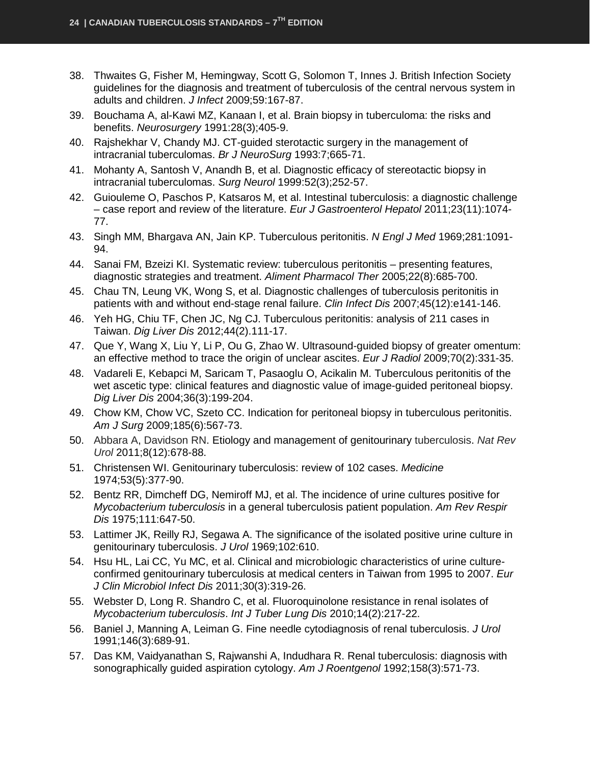38. Thwaites G, Fisher M, Hemingway, Scott G, Solomon T, Innes J. British Infection Society guidelines for the diagnosis and treatment of tuberculosis of the central nervous system in adults and children. *J Infect* 2009;59:167-87.
39. Bouchama A, al-Kawi MZ, Kanaan I, et al. Brain biopsy in tuberculoma: the risks and benefits. *Neurosurgery* 1991:28(3);405-9.
40. Rajshekhar V, Chandy MJ. CT-guided sterotactic surgery in the management of intracranial tuberculomas. *Br J NeuroSurg* 1993:7;665-71.
41. Mohanty A, Santosh V, Anandh B, et al. Diagnostic efficacy of stereotactic biopsy in intracranial tuberculomas. *Surg Neurol* 1999:52(3);252-57.
42. Guiouleme O, Paschos P, Katsaros M, et al. Intestinal tuberculosis: a diagnostic challenge – case report and review of the literature. *Eur J Gastroenterol Hepatol* 2011;23(11):1074-77.
43. Singh MM, Bhargava AN, Jain KP. Tuberculous peritonitis. *N Engl J Med* 1969;281:1091-94.
44. Sanai FM, Bzeizi KI. Systematic review: tuberculous peritonitis – presenting features, diagnostic strategies and treatment. *Aliment Pharmacol Ther* 2005;22(8):685-700.
45. Chau TN, Leung VK, Wong S, et al. Diagnostic challenges of tuberculosis peritonitis in patients with and without end-stage renal failure. *Clin Infect Dis* 2007;45(12):e141-146.
46. Yeh HG, Chiu TF, Chen JC, Ng CJ. Tuberculous peritonitis: analysis of 211 cases in Taiwan. *Dig Liver Dis* 2012;44(2).111-17.
47. Que Y, Wang X, Liu Y, Li P, Ou G, Zhao W. Ultrasound-guided biopsy of greater omentum: an effective method to trace the origin of unclear ascites. *Eur J Radiol* 2009;70(2):331-35.
48. Vadareli E, Kebapci M, Saricam T, Pasaoglu O, Acikalin M. Tuberculous peritonitis of the wet ascetic type: clinical features and diagnostic value of image-guided peritoneal biopsy. *Dig Liver Dis* 2004;36(3):199-204.
49. Chow KM, Chow VC, Szeto CC. Indication for peritoneal biopsy in tuberculous peritonitis. *Am J Surg* 2009;185(6):567-73.
50. Abbara A, Davidson RN. Etiology and management of genitourinary tuberculosis. *Nat Rev Urol* 2011;8(12):678-88.
51. Christensen WI. Genitourinary tuberculosis: review of 102 cases. *Medicine* 1974;53(5):377-90.
52. Bentz RR, Dimcheff DG, Nemiroff MJ, et al. The incidence of urine cultures positive for *Mycobacterium tuberculosis* in a general tuberculosis patient population. *Am Rev Respir Dis* 1975;111:647-50.
53. Lattimer JK, Reilly RJ, Segawa A. The significance of the isolated positive urine culture in genitourinary tuberculosis. *J Urol* 1969;102:610.
54. Hsu HL, Lai CC, Yu MC, et al. Clinical and microbiologic characteristics of urine culture-confirmed genitourinary tuberculosis at medical centers in Taiwan from 1995 to 2007. *Eur J Clin Microbiol Infect Dis* 2011;30(3):319-26.
55. Webster D, Long R. Shandro C, et al. Fluoroquinolone resistance in renal isolates of *Mycobacterium tuberculosis*. *Int J Tuber Lung Dis* 2010;14(2):217-22.
56. Baniel J, Manning A, Leiman G. Fine needle cytodiagnosis of renal tuberculosis. *J Urol* 1991;146(3):689-91.
57. Das KM, Vaidyanathan S, Rajwanshi A, Indudhara R. Renal tuberculosis: diagnosis with sonographically guided aspiration cytology. *Am J Roentgenol* 1992;158(3):571-73.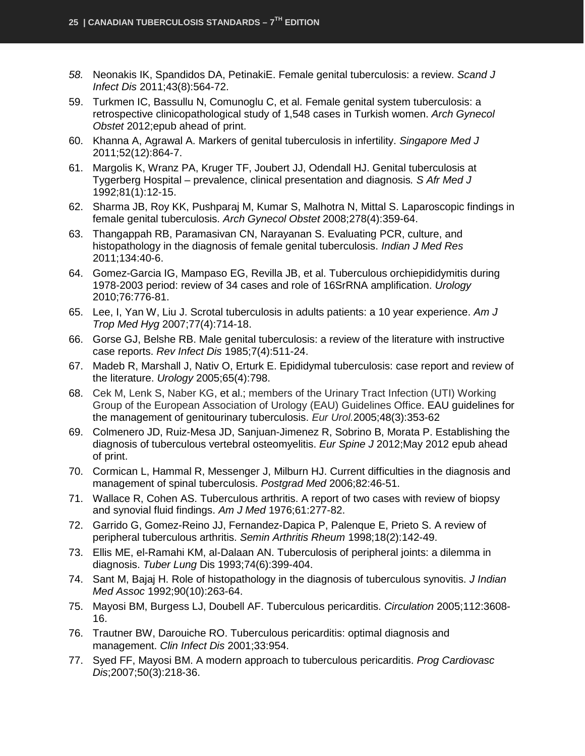58. Neonakis IK, Spandidos DA, PetinakiE. Female genital tuberculosis: a review. *Scand J Infect Dis* 2011;43(8):564-72.
59. Turkmen IC, Bassullu N, Comunoglu C, et al. Female genital system tuberculosis: a retrospective clinicopathological study of 1,548 cases in Turkish women. *Arch Gynecol Obstet* 2012;epub ahead of print.
60. Khanna A, Agrawal A. Markers of genital tuberculosis in infertility. *Singapore Med J* 2011;52(12):864-7.
61. Margolis K, Wranz PA, Kruger TF, Joubert JJ, Odendall HJ. Genital tuberculosis at Tygerberg Hospital – prevalence, clinical presentation and diagnosis. *S Afr Med J* 1992;81(1):12-15.
62. Sharma JB, Roy KK, Pushparaj M, Kumar S, Malhotra N, Mittal S. Laparoscopic findings in female genital tuberculosis. *Arch Gynecol Obstet* 2008;278(4):359-64.
63. Thangappah RB, Paramasivan CN, Narayanan S. Evaluating PCR, culture, and histopathology in the diagnosis of female genital tuberculosis. *Indian J Med Res* 2011;134:40-6.
64. Gomez-Garcia IG, Mampaso EG, Revilla JB, et al. Tuberculous orchiepididymitis during 1978-2003 period: review of 34 cases and role of 16SrRNA amplification. *Urology* 2010;76:776-81.
65. Lee, I, Yan W, Liu J. Scrotal tuberculosis in adults patients: a 10 year experience. *Am J Trop Med Hyg* 2007;77(4):714-18.
66. Gorse GJ, Belshe RB. Male genital tuberculosis: a review of the literature with instructive case reports. *Rev Infect Dis* 1985;7(4):511-24.
67. Madeb R, Marshall J, Nativ O, Erturk E. Epididymal tuberculosis: case report and review of the literature. *Urology* 2005;65(4):798.
68. Cek M, Lenk S, Naber KG, et al.; members of the Urinary Tract Infection (UTI) Working Group of the European Association of Urology (EAU) Guidelines Office. EAU guidelines for the management of genitourinary tuberculosis. *Eur Urol.*2005;48(3):353-62
69. Colmenero JD, Ruiz-Mesa JD, Sanjuan-Jimenez R, Sobrino B, Morata P. Establishing the diagnosis of tuberculous vertebral osteomyelitis. *Eur Spine J* 2012;May 2012 epub ahead of print.
70. Cormican L, Hammal R, Messenger J, Milburn HJ. Current difficulties in the diagnosis and management of spinal tuberculosis. *Postgrad Med* 2006;82:46-51.
71. Wallace R, Cohen AS. Tuberculous arthritis. A report of two cases with review of biopsy and synovial fluid findings. *Am J Med* 1976;61:277-82.
72. Garrido G, Gomez-Reino JJ, Fernandez-Dapica P, Palenque E, Prieto S. A review of peripheral tuberculous arthritis. *Semin Arthritis Rheum* 1998;18(2):142-49.
73. Ellis ME, el-Ramahi KM, al-Dalaan AN. Tuberculosis of peripheral joints: a dilemma in diagnosis. *Tuber Lung* Dis 1993;74(6):399-404.
74. Sant M, Bajaj H. Role of histopathology in the diagnosis of tuberculous synovitis. *J Indian Med Assoc* 1992;90(10):263-64.
75. Mayosi BM, Burgess LJ, Doubell AF. Tuberculous pericarditis. *Circulation* 2005;112:3608-16.
76. Trautner BW, Darouiche RO. Tuberculous pericarditis: optimal diagnosis and management. *Clin Infect Dis* 2001;33:954.
77. Syed FF, Mayosi BM. A modern approach to tuberculous pericarditis. *Prog Cardiovasc Dis*;2007;50(3):218-36.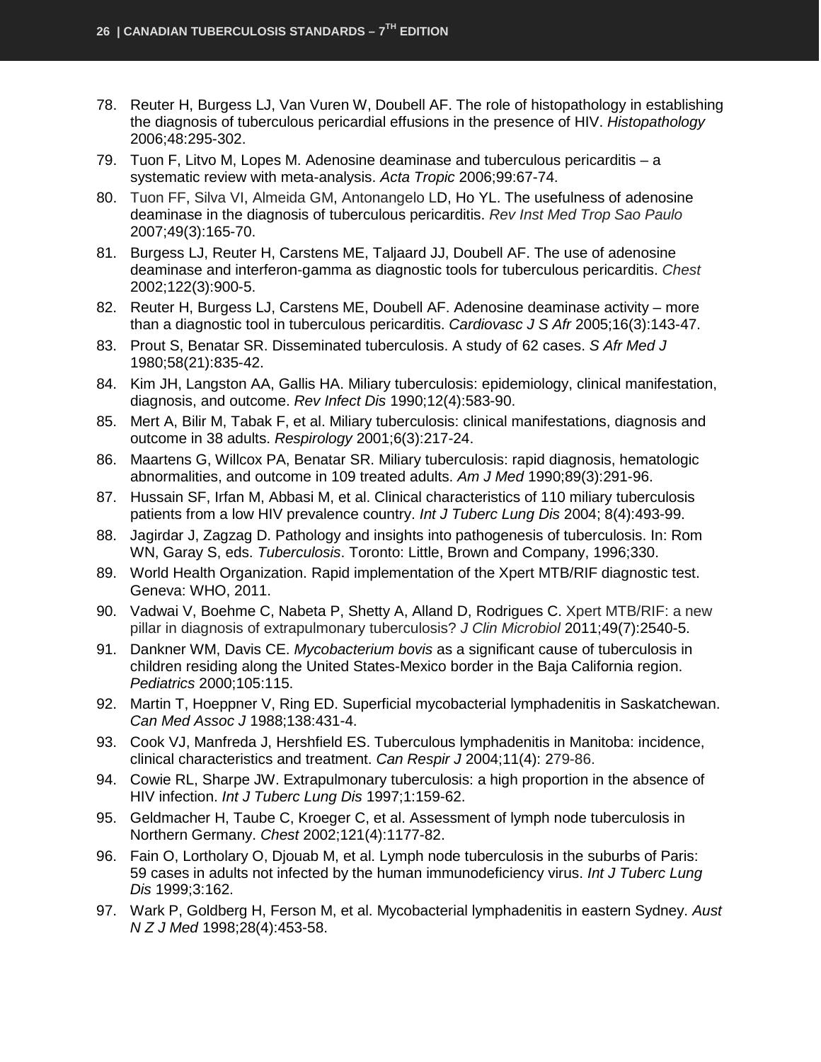78. Reuter H, Burgess LJ, Van Vuren W, Doubell AF. The role of histopathology in establishing the diagnosis of tuberculous pericardial effusions in the presence of HIV. *Histopathology* 2006;48:295-302.
79. Tuon F, Litvo M, Lopes M. Adenosine deaminase and tuberculous pericarditis – a systematic review with meta-analysis. *Acta Tropic* 2006;99:67-74.
80. Tuon FF, Silva VI, Almeida GM, Antonangelo LD, Ho YL. The usefulness of adenosine deaminase in the diagnosis of tuberculous pericarditis. *Rev Inst Med Trop Sao Paulo* 2007;49(3):165-70.
81. Burgess LJ, Reuter H, Carstens ME, Taljaard JJ, Doubell AF. The use of adenosine deaminase and interferon-gamma as diagnostic tools for tuberculous pericarditis. *Chest* 2002;122(3):900-5.
82. Reuter H, Burgess LJ, Carstens ME, Doubell AF. Adenosine deaminase activity – more than a diagnostic tool in tuberculous pericarditis. *Cardiovasc J S Afr* 2005;16(3):143-47.
83. Prout S, Benatar SR. Disseminated tuberculosis. A study of 62 cases. *S Afr Med J* 1980;58(21):835-42.
84. Kim JH, Langston AA, Gallis HA. Miliary tuberculosis: epidemiology, clinical manifestation, diagnosis, and outcome. *Rev Infect Dis* 1990;12(4):583-90.
85. Mert A, Bilir M, Tabak F, et al. Miliary tuberculosis: clinical manifestations, diagnosis and outcome in 38 adults. *Respirology* 2001;6(3):217-24.
86. Maartens G, Willcox PA, Benatar SR. Miliary tuberculosis: rapid diagnosis, hematologic abnormalities, and outcome in 109 treated adults. *Am J Med* 1990;89(3):291-96.
87. Hussain SF, Irfan M, Abbasi M, et al. Clinical characteristics of 110 miliary tuberculosis patients from a low HIV prevalence country. *Int J Tuberc Lung Dis* 2004; 8(4):493-99.
88. Jagirdar J, Zagzag D. Pathology and insights into pathogenesis of tuberculosis. In: Rom WN, Garay S, eds. *Tuberculosis*. Toronto: Little, Brown and Company, 1996;330.
89. World Health Organization. Rapid implementation of the Xpert MTB/RIF diagnostic test. Geneva: WHO, 2011.
90. Vadwai V, Boehme C, Nabeta P, Shetty A, Alland D, Rodrigues C. Xpert MTB/RIF: a new pillar in diagnosis of extrapulmonary tuberculosis? *J Clin Microbiol* 2011;49(7):2540-5.
91. Dankner WM, Davis CE. *Mycobacterium bovis* as a significant cause of tuberculosis in children residing along the United States-Mexico border in the Baja California region. *Pediatrics* 2000;105:115.
92. Martin T, Hoeppner V, Ring ED. Superficial mycobacterial lymphadenitis in Saskatchewan. *Can Med Assoc J* 1988;138:431-4.
93. Cook VJ, Manfreda J, Hershfield ES. Tuberculous lymphadenitis in Manitoba: incidence, clinical characteristics and treatment. *Can Respir J* 2004;11(4): 279-86.
94. Cowie RL, Sharpe JW. Extrapulmonary tuberculosis: a high proportion in the absence of HIV infection. *Int J Tuberc Lung Dis* 1997;1:159-62.
95. Geldmacher H, Taube C, Kroeger C, et al. Assessment of lymph node tuberculosis in Northern Germany. *Chest* 2002;121(4):1177-82.
96. Fain O, Lortholary O, Djouab M, et al. Lymph node tuberculosis in the suburbs of Paris: 59 cases in adults not infected by the human immunodeficiency virus. *Int J Tuberc Lung Dis* 1999;3:162.
97. Wark P, Goldberg H, Ferson M, et al. Mycobacterial lymphadenitis in eastern Sydney. *Aust N Z J Med* 1998;28(4):453-58.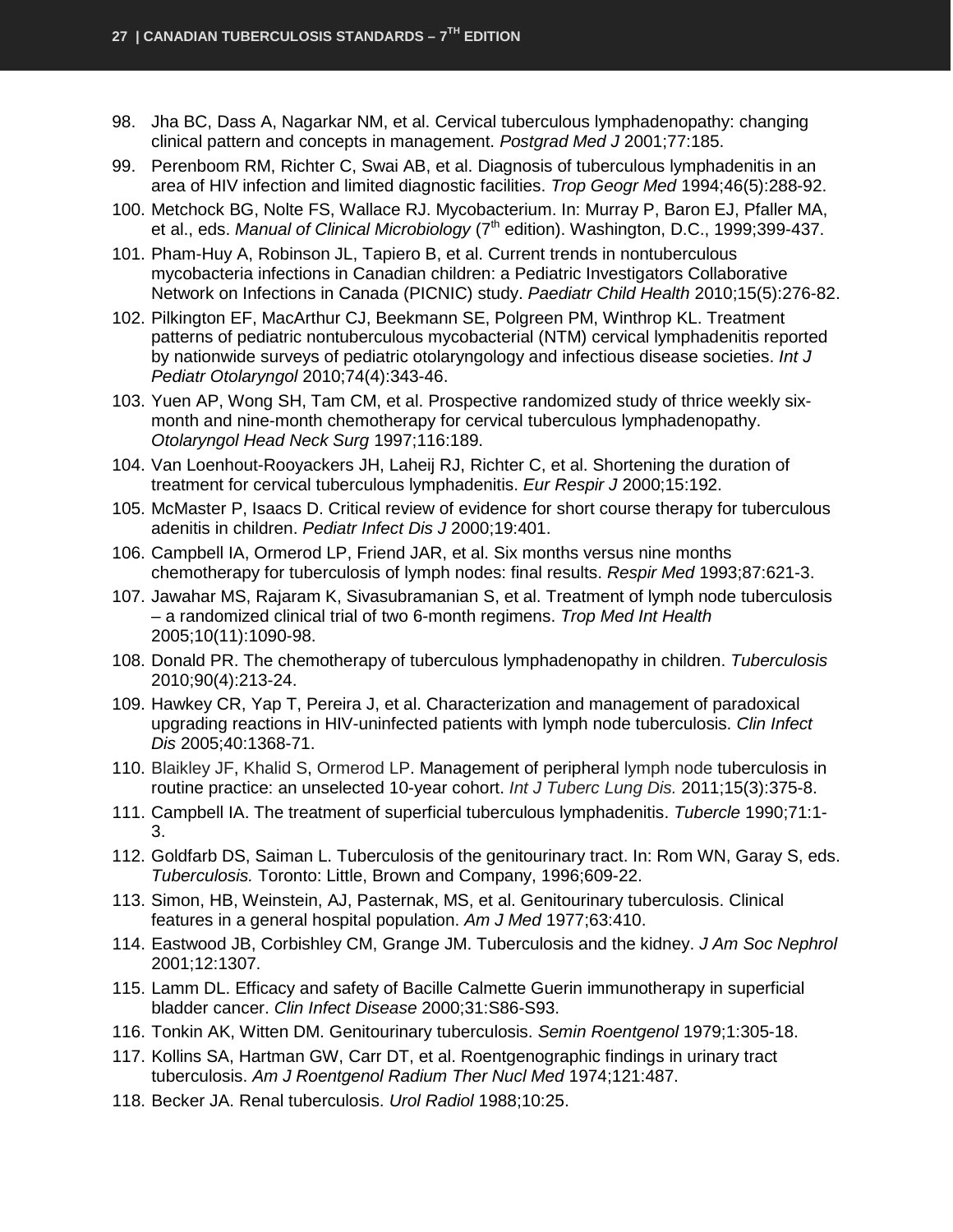98. Jha BC, Dass A, Nagarkar NM, et al. Cervical tuberculous lymphadenopathy: changing clinical pattern and concepts in management. *Postgrad Med J* 2001;77:185.
99. Perenboom RM, Richter C, Swai AB, et al. Diagnosis of tuberculous lymphadenitis in an area of HIV infection and limited diagnostic facilities. *Trop Geogr Med* 1994;46(5):288-92.
100. Metchock BG, Nolte FS, Wallace RJ. Mycobacterium. In: Murray P, Baron EJ, Pfaller MA, et al., eds. *Manual of Clinical Microbiology* (7th edition). Washington, D.C., 1999;399-437.
101. Pham-Huy A, Robinson JL, Tapiero B, et al. Current trends in nontuberculous mycobacteria infections in Canadian children: a Pediatric Investigators Collaborative Network on Infections in Canada (PICNIC) study. *Paediatr Child Health* 2010;15(5):276-82.
102. Pilkington EF, MacArthur CJ, Beekmann SE, Polgreen PM, Winthrop KL. Treatment patterns of pediatric nontuberculous mycobacterial (NTM) cervical lymphadenitis reported by nationwide surveys of pediatric otolaryngology and infectious disease societies. *Int J Pediatr Otolaryngol* 2010;74(4):343-46.
103. Yuen AP, Wong SH, Tam CM, et al. Prospective randomized study of thrice weekly six-month and nine-month chemotherapy for cervical tuberculous lymphadenopathy. *Otolaryngol Head Neck Surg* 1997;116:189.
104. Van Loenhout-Rooyackers JH, Laheij RJ, Richter C, et al. Shortening the duration of treatment for cervical tuberculous lymphadenitis. *Eur Respir J* 2000;15:192.
105. McMaster P, Isaacs D. Critical review of evidence for short course therapy for tuberculous adenitis in children. *Pediatr Infect Dis J* 2000;19:401.
106. Campbell IA, Ormerod LP, Friend JAR, et al. Six months versus nine months chemotherapy for tuberculosis of lymph nodes: final results. *Respir Med* 1993;87:621-3.
107. Jawahar MS, Rajaram K, Sivasubramanian S, et al. Treatment of lymph node tuberculosis – a randomized clinical trial of two 6-month regimens. *Trop Med Int Health* 2005;10(11):1090-98.
108. Donald PR. The chemotherapy of tuberculous lymphadenopathy in children. *Tuberculosis* 2010;90(4):213-24.
109. Hawkey CR, Yap T, Pereira J, et al. Characterization and management of paradoxical upgrading reactions in HIV-uninfected patients with lymph node tuberculosis. *Clin Infect Dis* 2005;40:1368-71.
110. Blaikley JF, Khalid S, Ormerod LP. Management of peripheral lymph node tuberculosis in routine practice: an unselected 10-year cohort. *Int J Tuberc Lung Dis.* 2011;15(3):375-8.
111. Campbell IA. The treatment of superficial tuberculous lymphadenitis. *Tubercle* 1990;71:1-3.
112. Goldfarb DS, Saiman L. Tuberculosis of the genitourinary tract. In: Rom WN, Garay S, eds. *Tuberculosis.* Toronto: Little, Brown and Company, 1996;609-22.
113. Simon, HB, Weinstein, AJ, Pasternak, MS, et al. Genitourinary tuberculosis. Clinical features in a general hospital population. *Am J Med* 1977;63:410.
114. Eastwood JB, Corbishley CM, Grange JM. Tuberculosis and the kidney. *J Am Soc Nephrol* 2001;12:1307.
115. Lamm DL. Efficacy and safety of Bacille Calmette Guerin immunotherapy in superficial bladder cancer. *Clin Infect Disease* 2000;31:S86-S93.
116. Tonkin AK, Witten DM. Genitourinary tuberculosis. *Semin Roentgenol* 1979;1:305-18.
117. Kollins SA, Hartman GW, Carr DT, et al. Roentgenographic findings in urinary tract tuberculosis. *Am J Roentgenol Radium Ther Nucl Med* 1974;121:487.
118. Becker JA. Renal tuberculosis. *Urol Radiol* 1988;10:25.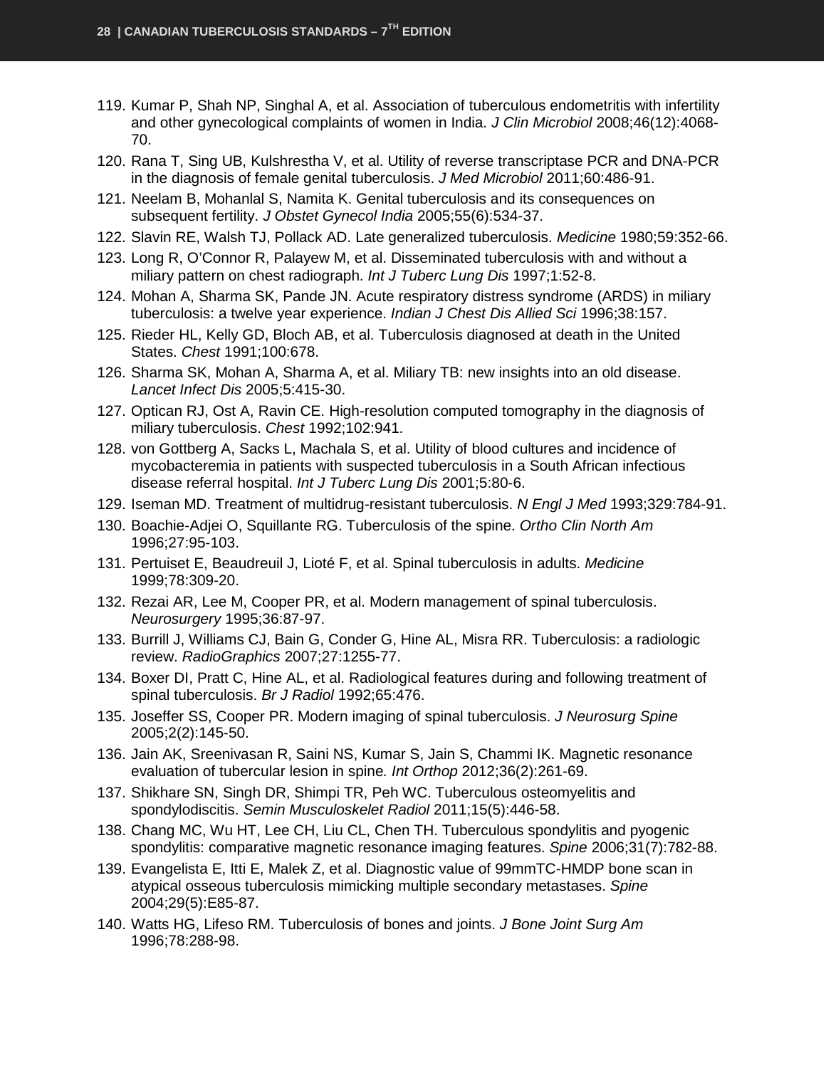119. Kumar P, Shah NP, Singhal A, et al. Association of tuberculous endometritis with infertility and other gynecological complaints of women in India. *J Clin Microbiol* 2008;46(12):4068-70.
120. Rana T, Sing UB, Kulshrestha V, et al. Utility of reverse transcriptase PCR and DNA-PCR in the diagnosis of female genital tuberculosis. *J Med Microbiol* 2011;60:486-91.
121. Neelam B, Mohanlal S, Namita K. Genital tuberculosis and its consequences on subsequent fertility. *J Obstet Gynecol India* 2005;55(6):534-37.
122. Slavin RE, Walsh TJ, Pollack AD. Late generalized tuberculosis. *Medicine* 1980;59:352-66.
123. Long R, O'Connor R, Palayew M, et al. Disseminated tuberculosis with and without a miliary pattern on chest radiograph. *Int J Tuberc Lung Dis* 1997;1:52-8.
124. Mohan A, Sharma SK, Pande JN. Acute respiratory distress syndrome (ARDS) in miliary tuberculosis: a twelve year experience. *Indian J Chest Dis Allied Sci* 1996;38:157.
125. Rieder HL, Kelly GD, Bloch AB, et al. Tuberculosis diagnosed at death in the United States. *Chest* 1991;100:678.
126. Sharma SK, Mohan A, Sharma A, et al. Miliary TB: new insights into an old disease. *Lancet Infect Dis* 2005;5:415-30.
127. Optican RJ, Ost A, Ravin CE. High-resolution computed tomography in the diagnosis of miliary tuberculosis. *Chest* 1992;102:941.
128. von Gottberg A, Sacks L, Machala S, et al. Utility of blood cultures and incidence of mycobacteremia in patients with suspected tuberculosis in a South African infectious disease referral hospital. *Int J Tuberc Lung Dis* 2001;5:80-6.
129. Iseman MD. Treatment of multidrug-resistant tuberculosis. *N Engl J Med* 1993;329:784-91.
130. Boachie-Adjei O, Squillante RG. Tuberculosis of the spine. *Ortho Clin North Am* 1996;27:95-103.
131. Pertuiset E, Beaudreuil J, Lioté F, et al. Spinal tuberculosis in adults. *Medicine* 1999;78:309-20.
132. Rezai AR, Lee M, Cooper PR, et al. Modern management of spinal tuberculosis. *Neurosurgery* 1995;36:87-97.
133. Burrill J, Williams CJ, Bain G, Conder G, Hine AL, Misra RR. Tuberculosis: a radiologic review. *RadioGraphics* 2007;27:1255-77.
134. Boxer DI, Pratt C, Hine AL, et al. Radiological features during and following treatment of spinal tuberculosis. *Br J Radiol* 1992;65:476.
135. Joseffer SS, Cooper PR. Modern imaging of spinal tuberculosis. *J Neurosurg Spine* 2005;2(2):145-50.
136. Jain AK, Sreenivasan R, Saini NS, Kumar S, Jain S, Chammi IK. Magnetic resonance evaluation of tubercular lesion in spine. *Int Orthop* 2012;36(2):261-69.
137. Shikhare SN, Singh DR, Shimpi TR, Peh WC. Tuberculous osteomyelitis and spondylodiscitis. *Semin Musculoskelet Radiol* 2011;15(5):446-58.
138. Chang MC, Wu HT, Lee CH, Liu CL, Chen TH. Tuberculous spondylitis and pyogenic spondylitis: comparative magnetic resonance imaging features. *Spine* 2006;31(7):782-88.
139. Evangelista E, Itti E, Malek Z, et al. Diagnostic value of 99mmTC-HMDP bone scan in atypical osseous tuberculosis mimicking multiple secondary metastases. *Spine* 2004;29(5):E85-87.
140. Watts HG, Lifeso RM. Tuberculosis of bones and joints. *J Bone Joint Surg Am* 1996;78:288-98.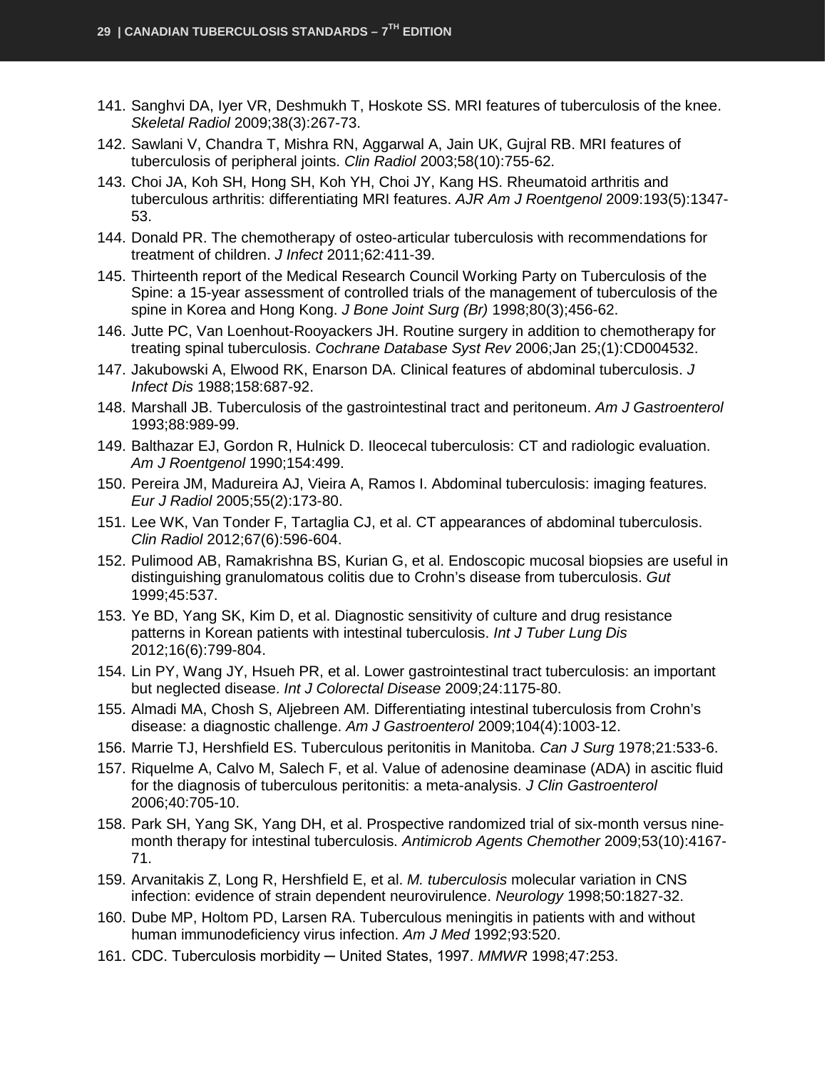141. Sanghvi DA, Iyer VR, Deshmukh T, Hoskote SS. MRI features of tuberculosis of the knee. *Skeletal Radiol* 2009;38(3):267-73.
142. Sawlani V, Chandra T, Mishra RN, Aggarwal A, Jain UK, Gujral RB. MRI features of tuberculosis of peripheral joints. *Clin Radiol* 2003;58(10):755-62.
143. Choi JA, Koh SH, Hong SH, Koh YH, Choi JY, Kang HS. Rheumatoid arthritis and tuberculous arthritis: differentiating MRI features. *AJR Am J Roentgenol* 2009:193(5):1347-53.
144. Donald PR. The chemotherapy of osteo-articular tuberculosis with recommendations for treatment of children. *J Infect* 2011;62:411-39.
145. Thirteenth report of the Medical Research Council Working Party on Tuberculosis of the Spine: a 15-year assessment of controlled trials of the management of tuberculosis of the spine in Korea and Hong Kong. *J Bone Joint Surg (Br)* 1998;80(3);456-62.
146. Jutte PC, Van Loenhout-Rooyackers JH. Routine surgery in addition to chemotherapy for treating spinal tuberculosis. *Cochrane Database Syst Rev* 2006;Jan 25;(1):CD004532.
147. Jakubowski A, Elwood RK, Enarson DA. Clinical features of abdominal tuberculosis. *J Infect Dis* 1988;158:687-92.
148. Marshall JB. Tuberculosis of the gastrointestinal tract and peritoneum. *Am J Gastroenterol* 1993;88:989-99.
149. Balthazar EJ, Gordon R, Hulnick D. Ileocecal tuberculosis: CT and radiologic evaluation. *Am J Roentgenol* 1990;154:499.
150. Pereira JM, Madureira AJ, Vieira A, Ramos I. Abdominal tuberculosis: imaging features. *Eur J Radiol* 2005;55(2):173-80.
151. Lee WK, Van Tonder F, Tartaglia CJ, et al. CT appearances of abdominal tuberculosis. *Clin Radiol* 2012;67(6):596-604.
152. Pulimood AB, Ramakrishna BS, Kurian G, et al. Endoscopic mucosal biopsies are useful in distinguishing granulomatous colitis due to Crohn's disease from tuberculosis. *Gut* 1999;45:537.
153. Ye BD, Yang SK, Kim D, et al. Diagnostic sensitivity of culture and drug resistance patterns in Korean patients with intestinal tuberculosis. *Int J Tuber Lung Dis* 2012;16(6):799-804.
154. Lin PY, Wang JY, Hsueh PR, et al. Lower gastrointestinal tract tuberculosis: an important but neglected disease. *Int J Colorectal Disease* 2009;24:1175-80.
155. Almadi MA, Chosh S, Aljebreen AM. Differentiating intestinal tuberculosis from Crohn's disease: a diagnostic challenge. *Am J Gastroenterol* 2009;104(4):1003-12.
156. Marrie TJ, Hershfield ES. Tuberculous peritonitis in Manitoba. *Can J Surg* 1978;21:533-6.
157. Riquelme A, Calvo M, Salech F, et al. Value of adenosine deaminase (ADA) in ascitic fluid for the diagnosis of tuberculous peritonitis: a meta-analysis. *J Clin Gastroenterol* 2006;40:705-10.
158. Park SH, Yang SK, Yang DH, et al. Prospective randomized trial of six-month versus nine-month therapy for intestinal tuberculosis. *Antimicrob Agents Chemother* 2009;53(10):4167-71.
159. Arvanitakis Z, Long R, Hershfield E, et al. *M. tuberculosis* molecular variation in CNS infection: evidence of strain dependent neurovirulence. *Neurology* 1998;50:1827-32.
160. Dube MP, Holtom PD, Larsen RA. Tuberculous meningitis in patients with and without human immunodeficiency virus infection. *Am J Med* 1992;93:520.
161. CDC. Tuberculosis morbidity ─ United States, 1997. *MMWR* 1998;47:253.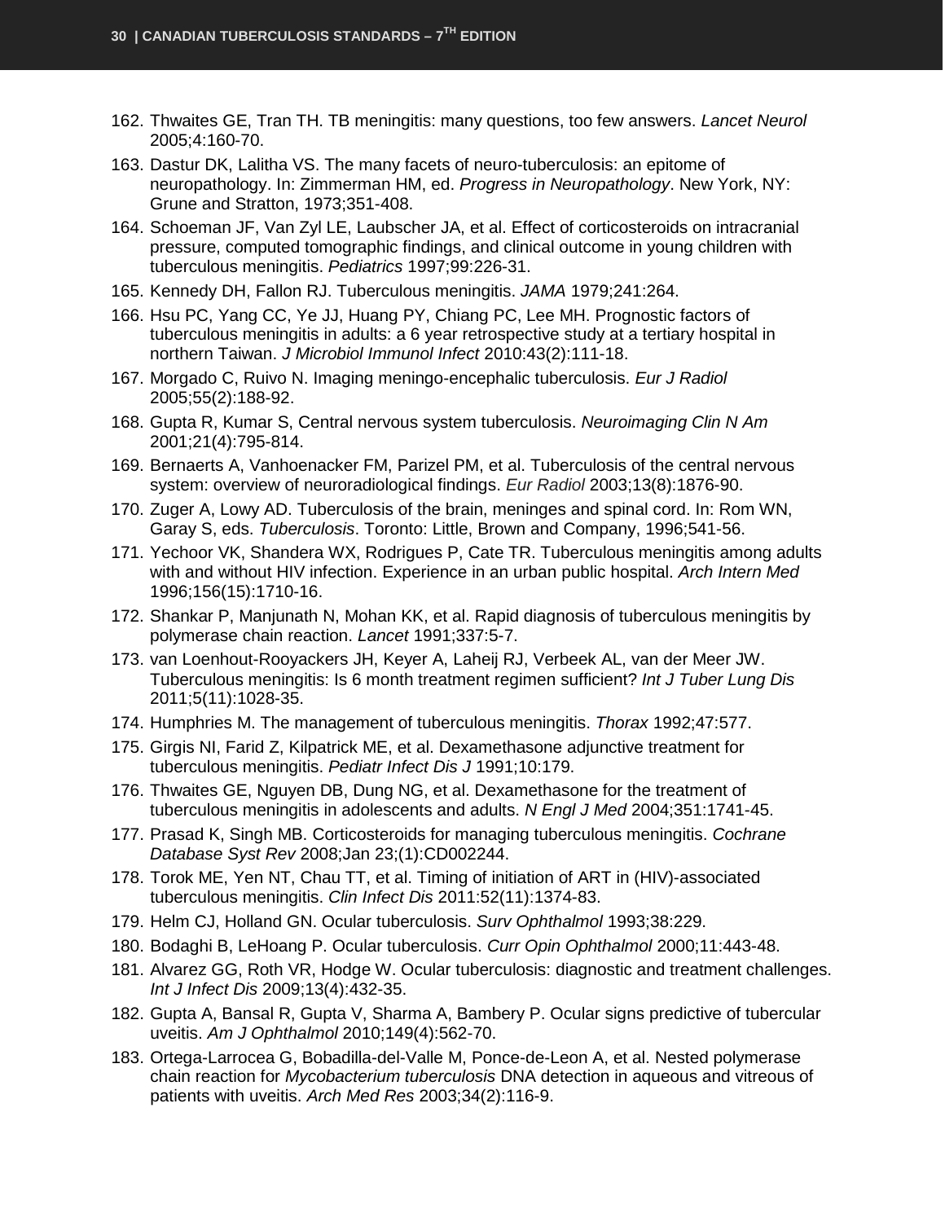162. Thwaites GE, Tran TH. TB meningitis: many questions, too few answers. *Lancet Neurol* 2005;4:160-70.
163. Dastur DK, Lalitha VS. The many facets of neuro-tuberculosis: an epitome of neuropathology. In: Zimmerman HM, ed. *Progress in Neuropathology*. New York, NY: Grune and Stratton, 1973;351-408.
164. Schoeman JF, Van Zyl LE, Laubscher JA, et al. Effect of corticosteroids on intracranial pressure, computed tomographic findings, and clinical outcome in young children with tuberculous meningitis. *Pediatrics* 1997;99:226-31.
165. Kennedy DH, Fallon RJ. Tuberculous meningitis. *JAMA* 1979;241:264.
166. Hsu PC, Yang CC, Ye JJ, Huang PY, Chiang PC, Lee MH. Prognostic factors of tuberculous meningitis in adults: a 6 year retrospective study at a tertiary hospital in northern Taiwan. *J Microbiol Immunol Infect* 2010:43(2):111-18.
167. Morgado C, Ruivo N. Imaging meningo-encephalic tuberculosis. *Eur J Radiol* 2005;55(2):188-92.
168. Gupta R, Kumar S, Central nervous system tuberculosis. *Neuroimaging Clin N Am* 2001;21(4):795-814.
169. Bernaerts A, Vanhoenacker FM, Parizel PM, et al. Tuberculosis of the central nervous system: overview of neuroradiological findings. *Eur Radiol* 2003;13(8):1876-90.
170. Zuger A, Lowy AD. Tuberculosis of the brain, meninges and spinal cord. In: Rom WN, Garay S, eds. *Tuberculosis*. Toronto: Little, Brown and Company, 1996;541-56.
171. Yechoor VK, Shandera WX, Rodrigues P, Cate TR. Tuberculous meningitis among adults with and without HIV infection. Experience in an urban public hospital. *Arch Intern Med* 1996;156(15):1710-16.
172. Shankar P, Manjunath N, Mohan KK, et al. Rapid diagnosis of tuberculous meningitis by polymerase chain reaction. *Lancet* 1991;337:5-7.
173. van Loenhout-Rooyackers JH, Keyer A, Laheij RJ, Verbeek AL, van der Meer JW. Tuberculous meningitis: Is 6 month treatment regimen sufficient? *Int J Tuber Lung Dis* 2011;5(11):1028-35.
174. Humphries M. The management of tuberculous meningitis. *Thorax* 1992;47:577.
175. Girgis NI, Farid Z, Kilpatrick ME, et al. Dexamethasone adjunctive treatment for tuberculous meningitis. *Pediatr Infect Dis J* 1991;10:179.
176. Thwaites GE, Nguyen DB, Dung NG, et al. Dexamethasone for the treatment of tuberculous meningitis in adolescents and adults. *N Engl J Med* 2004;351:1741-45.
177. Prasad K, Singh MB. Corticosteroids for managing tuberculous meningitis. *Cochrane Database Syst Rev* 2008;Jan 23;(1):CD002244.
178. Torok ME, Yen NT, Chau TT, et al. Timing of initiation of ART in (HIV)-associated tuberculous meningitis. *Clin Infect Dis* 2011:52(11):1374-83.
179. Helm CJ, Holland GN. Ocular tuberculosis. *Surv Ophthalmol* 1993;38:229.
180. Bodaghi B, LeHoang P. Ocular tuberculosis. *Curr Opin Ophthalmol* 2000;11:443-48.
181. Alvarez GG, Roth VR, Hodge W. Ocular tuberculosis: diagnostic and treatment challenges. *Int J Infect Dis* 2009;13(4):432-35.
182. Gupta A, Bansal R, Gupta V, Sharma A, Bambery P. Ocular signs predictive of tubercular uveitis. *Am J Ophthalmol* 2010;149(4):562-70.
183. Ortega-Larrocea G, Bobadilla-del-Valle M, Ponce-de-Leon A, et al. Nested polymerase chain reaction for *Mycobacterium tuberculosis* DNA detection in aqueous and vitreous of patients with uveitis. *Arch Med Res* 2003;34(2):116-9.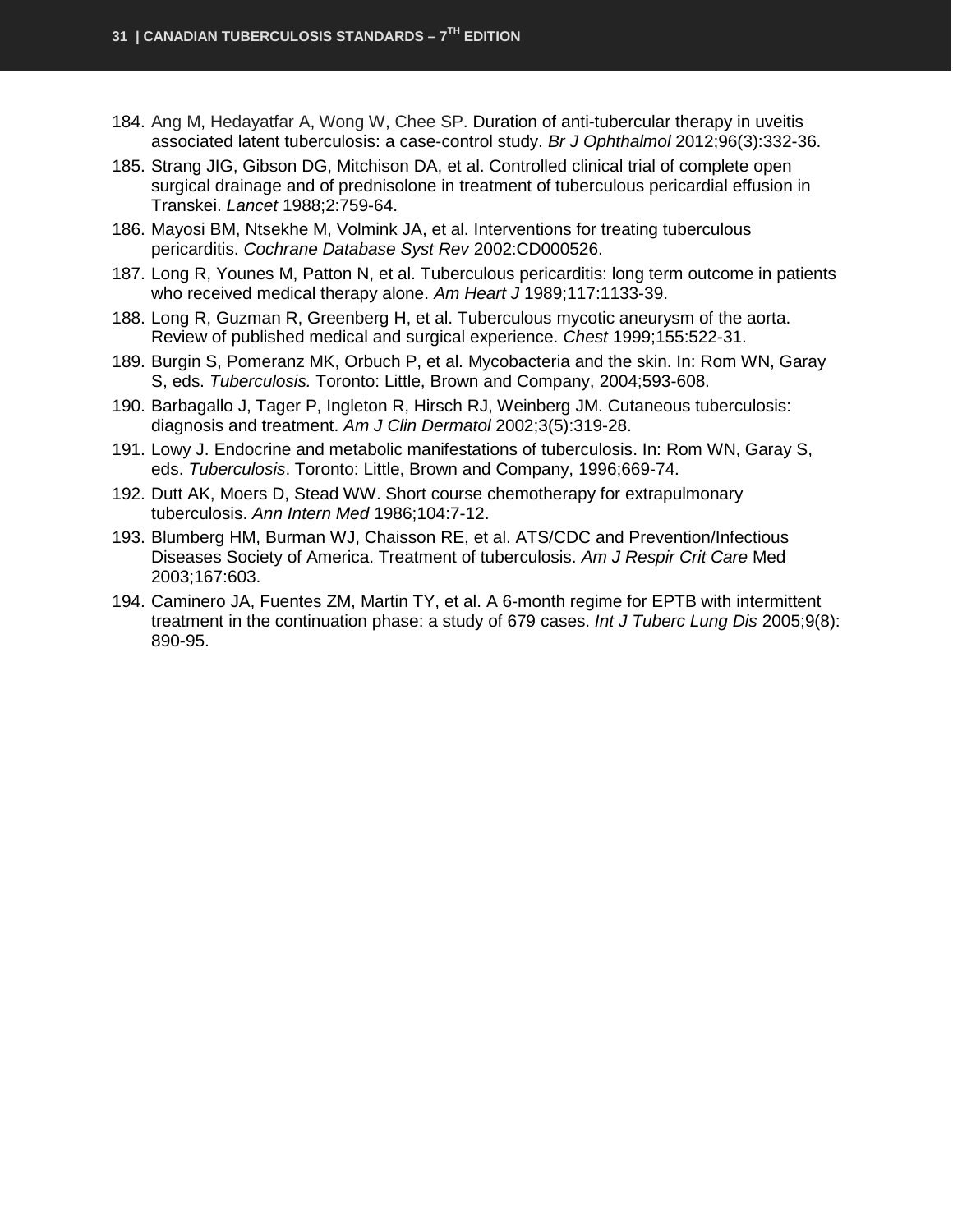184. Ang M, Hedayatfar A, Wong W, Chee SP. Duration of anti-tubercular therapy in uveitis associated latent tuberculosis: a case-control study. *Br J Ophthalmol* 2012;96(3):332-36.
185. Strang JIG, Gibson DG, Mitchison DA, et al. Controlled clinical trial of complete open surgical drainage and of prednisolone in treatment of tuberculous pericardial effusion in Transkei. *Lancet* 1988;2:759-64.
186. Mayosi BM, Ntsekhe M, Volmink JA, et al. Interventions for treating tuberculous pericarditis. *Cochrane Database Syst Rev* 2002:CD000526.
187. Long R, Younes M, Patton N, et al. Tuberculous pericarditis: long term outcome in patients who received medical therapy alone. *Am Heart J* 1989;117:1133-39.
188. Long R, Guzman R, Greenberg H, et al. Tuberculous mycotic aneurysm of the aorta. Review of published medical and surgical experience. *Chest* 1999;155:522-31.
189. Burgin S, Pomeranz MK, Orbuch P, et al. Mycobacteria and the skin. In: Rom WN, Garay S, eds. *Tuberculosis.* Toronto: Little, Brown and Company, 2004;593-608.
190. Barbagallo J, Tager P, Ingleton R, Hirsch RJ, Weinberg JM. Cutaneous tuberculosis: diagnosis and treatment. *Am J Clin Dermatol* 2002;3(5):319-28.
191. Lowy J. Endocrine and metabolic manifestations of tuberculosis. In: Rom WN, Garay S, eds. *Tuberculosis*. Toronto: Little, Brown and Company, 1996;669-74.
192. Dutt AK, Moers D, Stead WW. Short course chemotherapy for extrapulmonary tuberculosis. *Ann Intern Med* 1986;104:7-12.
193. Blumberg HM, Burman WJ, Chaisson RE, et al. ATS/CDC and Prevention/Infectious Diseases Society of America. Treatment of tuberculosis. *Am J Respir Crit Care* Med 2003;167:603.
194. Caminero JA, Fuentes ZM, Martin TY, et al. A 6-month regime for EPTB with intermittent treatment in the continuation phase: a study of 679 cases. *Int J Tuberc Lung Dis* 2005;9(8): 890-95.